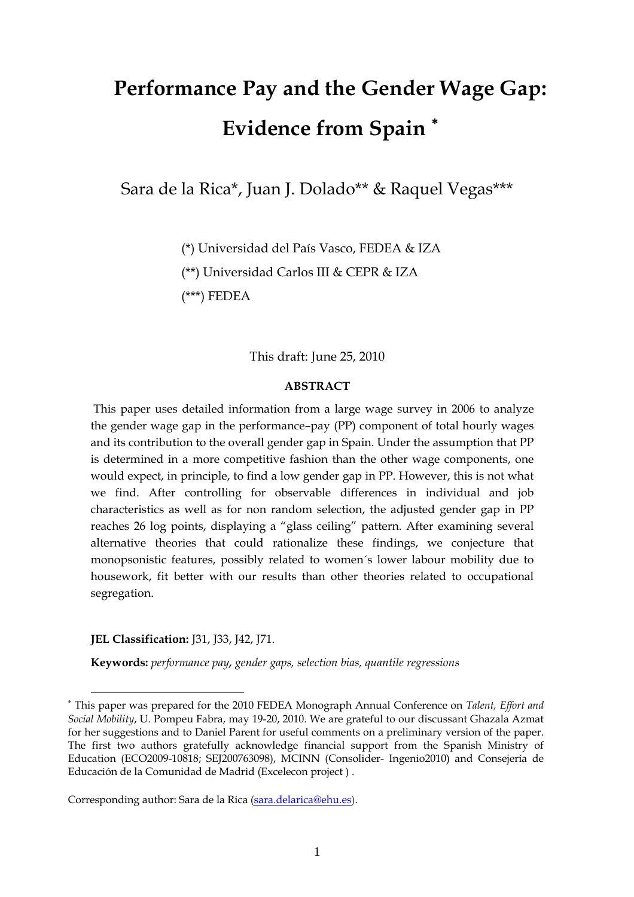# Performance Pay and the Gender Wage Gap: Evidence from Spain [*]

Sara de la Rica*, Juan J. Dolado** & Raquel Vegas***

(*) Universidad del País Vasco, FEDEA & IZA

(**) Universidad Carlos III & CEPR & IZA

(***) FEDEA

This draft: June 25, 2010

**ABSTRACT**

This paper uses detailed information from a large wage survey in 2006 to analyze the gender wage gap in the performance–pay (PP) component of total hourly wages and its contribution to the overall gender gap in Spain. Under the assumption that PP is determined in a more competitive fashion than the other wage components, one would expect, in principle, to find a low gender gap in PP. However, this is not what we find. After controlling for observable differences in individual and job characteristics as well as for non random selection, the adjusted gender gap in PP reaches 26 log points, displaying a "glass ceiling" pattern. After examining several alternative theories that could rationalize these findings, we conjecture that monopsonistic features, possibly related to women´s lower labour mobility due to housework, fit better with our results than other theories related to occupational segregation.

**JEL Classification:** J31, J33, J42, J71.

**Keywords:** *performance pay*, *gender gaps, selection bias, quantile regressions*

---

[*] This paper was prepared for the 2010 FEDEA Monograph Annual Conference on *Talent, Effort and Social Mobility*, U. Pompeu Fabra, may 19-20, 2010. We are grateful to our discussant Ghazala Azmat for her suggestions and to Daniel Parent for useful comments on a preliminary version of the paper. The first two authors gratefully acknowledge financial support from the Spanish Ministry of Education (ECO2009-10818; SEJ200763098), MCINN (Consolider- Ingenio2010) and Consejería de Educación de la Comunidad de Madrid (Excelecon project ) .

Corresponding author: Sara de la Rica (sara.delarica@ehu.es).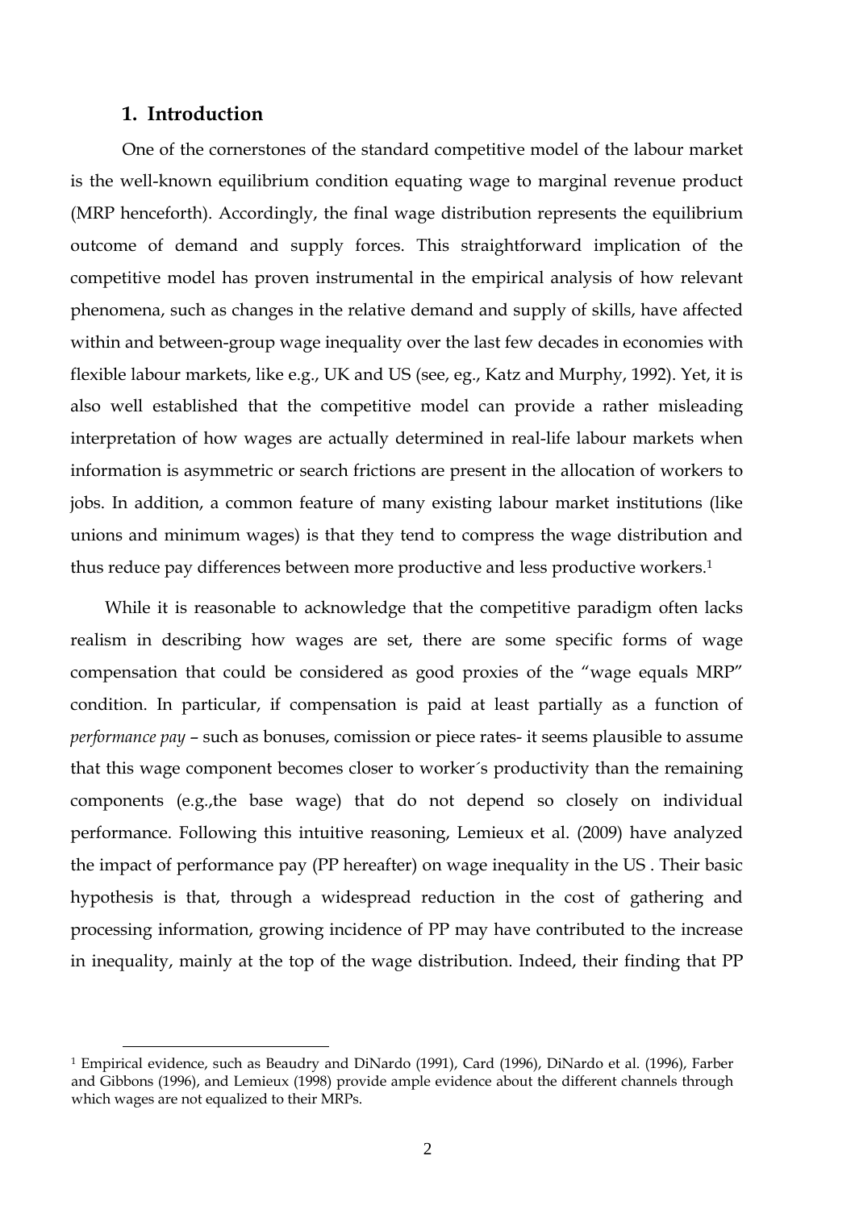## 1. Introduction

One of the cornerstones of the standard competitive model of the labour market is the well-known equilibrium condition equating wage to marginal revenue product (MRP henceforth). Accordingly, the final wage distribution represents the equilibrium outcome of demand and supply forces. This straightforward implication of the competitive model has proven instrumental in the empirical analysis of how relevant phenomena, such as changes in the relative demand and supply of skills, have affected within and between-group wage inequality over the last few decades in economies with flexible labour markets, like e.g., UK and US (see, eg., Katz and Murphy, 1992). Yet, it is also well established that the competitive model can provide a rather misleading interpretation of how wages are actually determined in real-life labour markets when information is asymmetric or search frictions are present in the allocation of workers to jobs. In addition, a common feature of many existing labour market institutions (like unions and minimum wages) is that they tend to compress the wage distribution and thus reduce pay differences between more productive and less productive workers.[1]

While it is reasonable to acknowledge that the competitive paradigm often lacks realism in describing how wages are set, there are some specific forms of wage compensation that could be considered as good proxies of the "wage equals MRP" condition. In particular, if compensation is paid at least partially as a function of *performance pay* – such as bonuses, comission or piece rates- it seems plausible to assume that this wage component becomes closer to worker´s productivity than the remaining components (e.g.,the base wage) that do not depend so closely on individual performance. Following this intuitive reasoning, Lemieux et al. (2009) have analyzed the impact of performance pay (PP hereafter) on wage inequality in the US . Their basic hypothesis is that, through a widespread reduction in the cost of gathering and processing information, growing incidence of PP may have contributed to the increase in inequality, mainly at the top of the wage distribution. Indeed, their finding that PP

[1] Empirical evidence, such as Beaudry and DiNardo (1991), Card (1996), DiNardo et al. (1996), Farber and Gibbons (1996), and Lemieux (1998) provide ample evidence about the different channels through which wages are not equalized to their MRPs.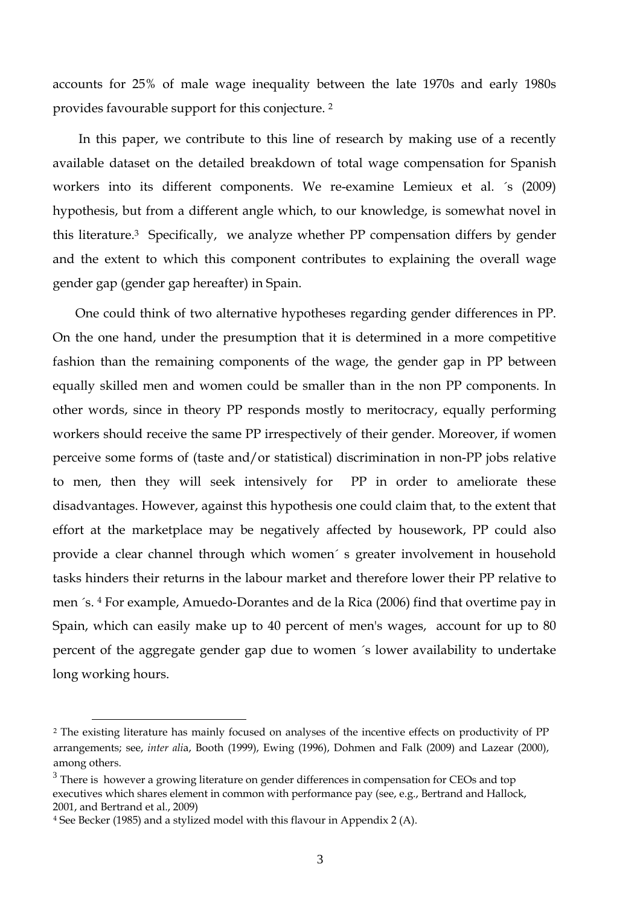accounts for 25% of male wage inequality between the late 1970s and early 1980s provides favourable support for this conjecture. [2]

In this paper, we contribute to this line of research by making use of a recently available dataset on the detailed breakdown of total wage compensation for Spanish workers into its different components. We re-examine Lemieux et al. ´s (2009) hypothesis, but from a different angle which, to our knowledge, is somewhat novel in this literature.[3] Specifically, we analyze whether PP compensation differs by gender and the extent to which this component contributes to explaining the overall wage gender gap (gender gap hereafter) in Spain.

One could think of two alternative hypotheses regarding gender differences in PP. On the one hand, under the presumption that it is determined in a more competitive fashion than the remaining components of the wage, the gender gap in PP between equally skilled men and women could be smaller than in the non PP components. In other words, since in theory PP responds mostly to meritocracy, equally performing workers should receive the same PP irrespectively of their gender. Moreover, if women perceive some forms of (taste and/or statistical) discrimination in non-PP jobs relative to men, then they will seek intensively for PP in order to ameliorate these disadvantages. However, against this hypothesis one could claim that, to the extent that effort at the marketplace may be negatively affected by housework, PP could also provide a clear channel through which women´ s greater involvement in household tasks hinders their returns in the labour market and therefore lower their PP relative to men ´s. [4] For example, Amuedo-Dorantes and de la Rica (2006) find that overtime pay in Spain, which can easily make up to 40 percent of men's wages, account for up to 80 percent of the aggregate gender gap due to women ´s lower availability to undertake long working hours.

[2] The existing literature has mainly focused on analyses of the incentive effects on productivity of PP arrangements; see, *inter alia*, Booth (1999), Ewing (1996), Dohmen and Falk (2009) and Lazear (2000), among others.

[3] There is however a growing literature on gender differences in compensation for CEOs and top executives which shares element in common with performance pay (see, e.g., Bertrand and Hallock, 2001, and Bertrand et al., 2009)

[4] See Becker (1985) and a stylized model with this flavour in Appendix 2 (A).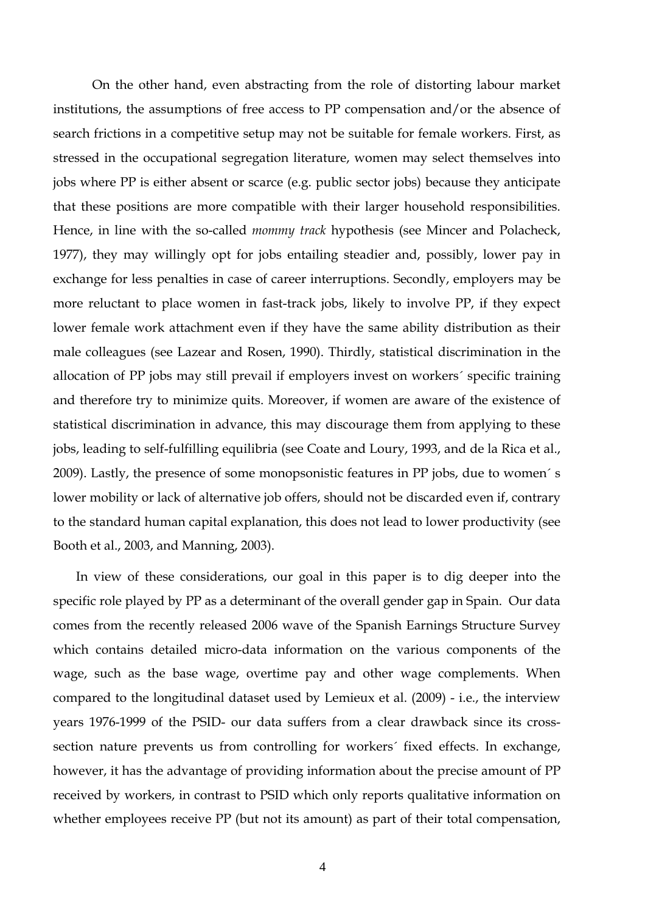On the other hand, even abstracting from the role of distorting labour market institutions, the assumptions of free access to PP compensation and/or the absence of search frictions in a competitive setup may not be suitable for female workers. First, as stressed in the occupational segregation literature, women may select themselves into jobs where PP is either absent or scarce (e.g. public sector jobs) because they anticipate that these positions are more compatible with their larger household responsibilities. Hence, in line with the so-called *mommy track* hypothesis (see Mincer and Polacheck, 1977), they may willingly opt for jobs entailing steadier and, possibly, lower pay in exchange for less penalties in case of career interruptions. Secondly, employers may be more reluctant to place women in fast-track jobs, likely to involve PP, if they expect lower female work attachment even if they have the same ability distribution as their male colleagues (see Lazear and Rosen, 1990). Thirdly, statistical discrimination in the allocation of PP jobs may still prevail if employers invest on workers´ specific training and therefore try to minimize quits. Moreover, if women are aware of the existence of statistical discrimination in advance, this may discourage them from applying to these jobs, leading to self-fulfilling equilibria (see Coate and Loury, 1993, and de la Rica et al., 2009). Lastly, the presence of some monopsonistic features in PP jobs, due to women´ s lower mobility or lack of alternative job offers, should not be discarded even if, contrary to the standard human capital explanation, this does not lead to lower productivity (see Booth et al., 2003, and Manning, 2003).

In view of these considerations, our goal in this paper is to dig deeper into the specific role played by PP as a determinant of the overall gender gap in Spain. Our data comes from the recently released 2006 wave of the Spanish Earnings Structure Survey which contains detailed micro-data information on the various components of the wage, such as the base wage, overtime pay and other wage complements. When compared to the longitudinal dataset used by Lemieux et al. (2009) - i.e., the interview years 1976-1999 of the PSID- our data suffers from a clear drawback since its cross-section nature prevents us from controlling for workers´ fixed effects. In exchange, however, it has the advantage of providing information about the precise amount of PP received by workers, in contrast to PSID which only reports qualitative information on whether employees receive PP (but not its amount) as part of their total compensation,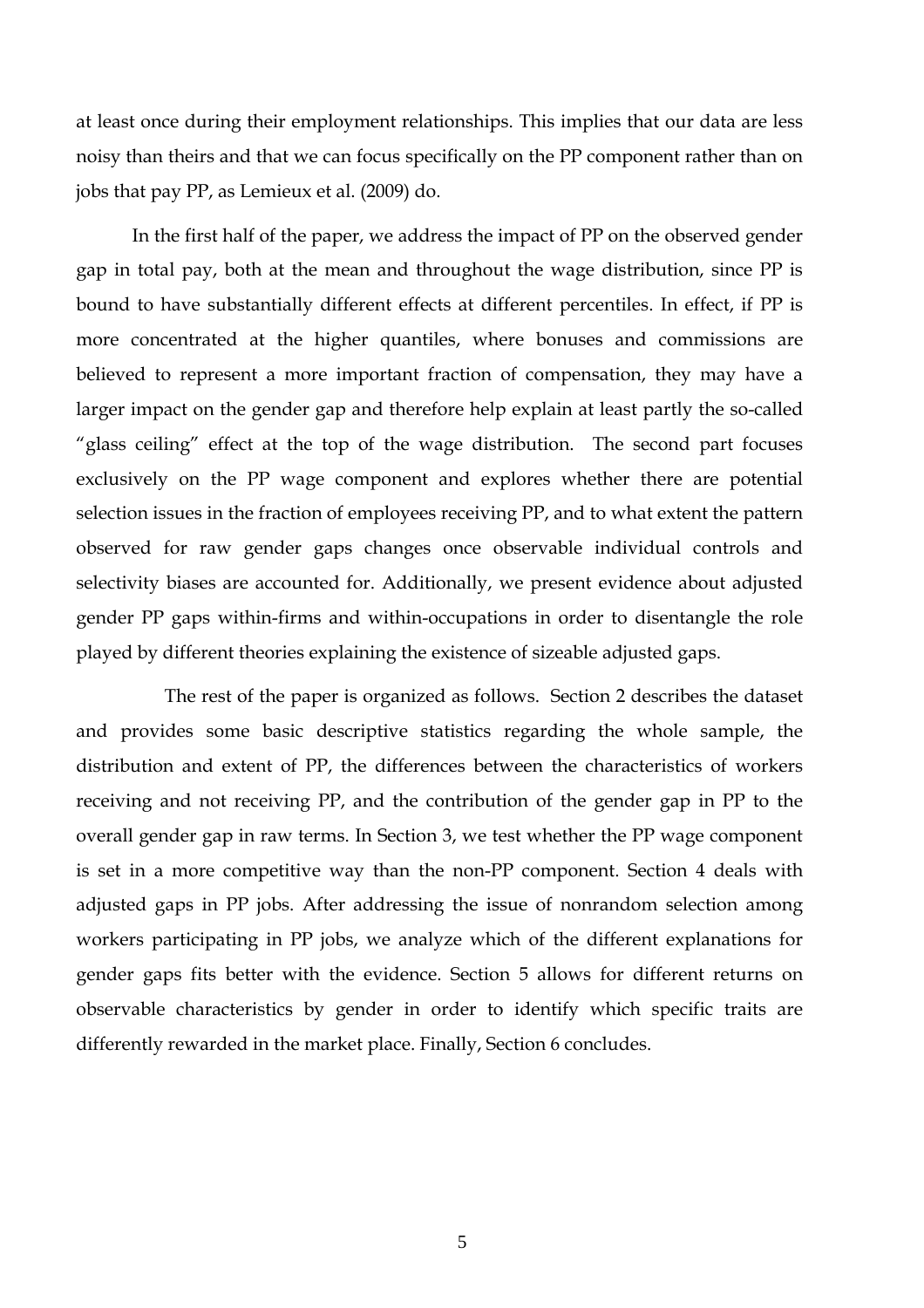at least once during their employment relationships. This implies that our data are less noisy than theirs and that we can focus specifically on the PP component rather than on jobs that pay PP, as Lemieux et al. (2009) do.

In the first half of the paper, we address the impact of PP on the observed gender gap in total pay, both at the mean and throughout the wage distribution, since PP is bound to have substantially different effects at different percentiles. In effect, if PP is more concentrated at the higher quantiles, where bonuses and commissions are believed to represent a more important fraction of compensation, they may have a larger impact on the gender gap and therefore help explain at least partly the so-called "glass ceiling" effect at the top of the wage distribution. The second part focuses exclusively on the PP wage component and explores whether there are potential selection issues in the fraction of employees receiving PP, and to what extent the pattern observed for raw gender gaps changes once observable individual controls and selectivity biases are accounted for. Additionally, we present evidence about adjusted gender PP gaps within-firms and within-occupations in order to disentangle the role played by different theories explaining the existence of sizeable adjusted gaps.

The rest of the paper is organized as follows. Section 2 describes the dataset and provides some basic descriptive statistics regarding the whole sample, the distribution and extent of PP, the differences between the characteristics of workers receiving and not receiving PP, and the contribution of the gender gap in PP to the overall gender gap in raw terms. In Section 3, we test whether the PP wage component is set in a more competitive way than the non-PP component. Section 4 deals with adjusted gaps in PP jobs. After addressing the issue of nonrandom selection among workers participating in PP jobs, we analyze which of the different explanations for gender gaps fits better with the evidence. Section 5 allows for different returns on observable characteristics by gender in order to identify which specific traits are differently rewarded in the market place. Finally, Section 6 concludes.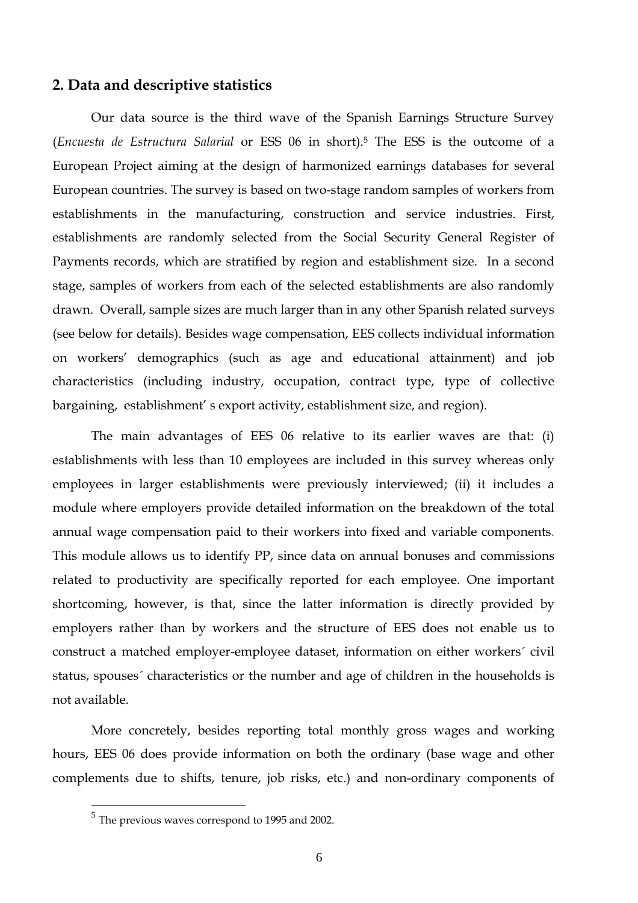## 2. Data and descriptive statistics

Our data source is the third wave of the Spanish Earnings Structure Survey (*Encuesta de Estructura Salarial* or ESS 06 in short).[5] The ESS is the outcome of a European Project aiming at the design of harmonized earnings databases for several European countries. The survey is based on two-stage random samples of workers from establishments in the manufacturing, construction and service industries. First, establishments are randomly selected from the Social Security General Register of Payments records, which are stratified by region and establishment size. In a second stage, samples of workers from each of the selected establishments are also randomly drawn. Overall, sample sizes are much larger than in any other Spanish related surveys (see below for details). Besides wage compensation, EES collects individual information on workers' demographics (such as age and educational attainment) and job characteristics (including industry, occupation, contract type, type of collective bargaining, establishment' s export activity, establishment size, and region).

The main advantages of EES 06 relative to its earlier waves are that: (i) establishments with less than 10 employees are included in this survey whereas only employees in larger establishments were previously interviewed; (ii) it includes a module where employers provide detailed information on the breakdown of the total annual wage compensation paid to their workers into fixed and variable components. This module allows us to identify PP, since data on annual bonuses and commissions related to productivity are specifically reported for each employee. One important shortcoming, however, is that, since the latter information is directly provided by employers rather than by workers and the structure of EES does not enable us to construct a matched employer-employee dataset, information on either workers´ civil status, spouses´ characteristics or the number and age of children in the households is not available.

More concretely, besides reporting total monthly gross wages and working hours, EES 06 does provide information on both the ordinary (base wage and other complements due to shifts, tenure, job risks, etc.) and non-ordinary components of

[5] The previous waves correspond to 1995 and 2002.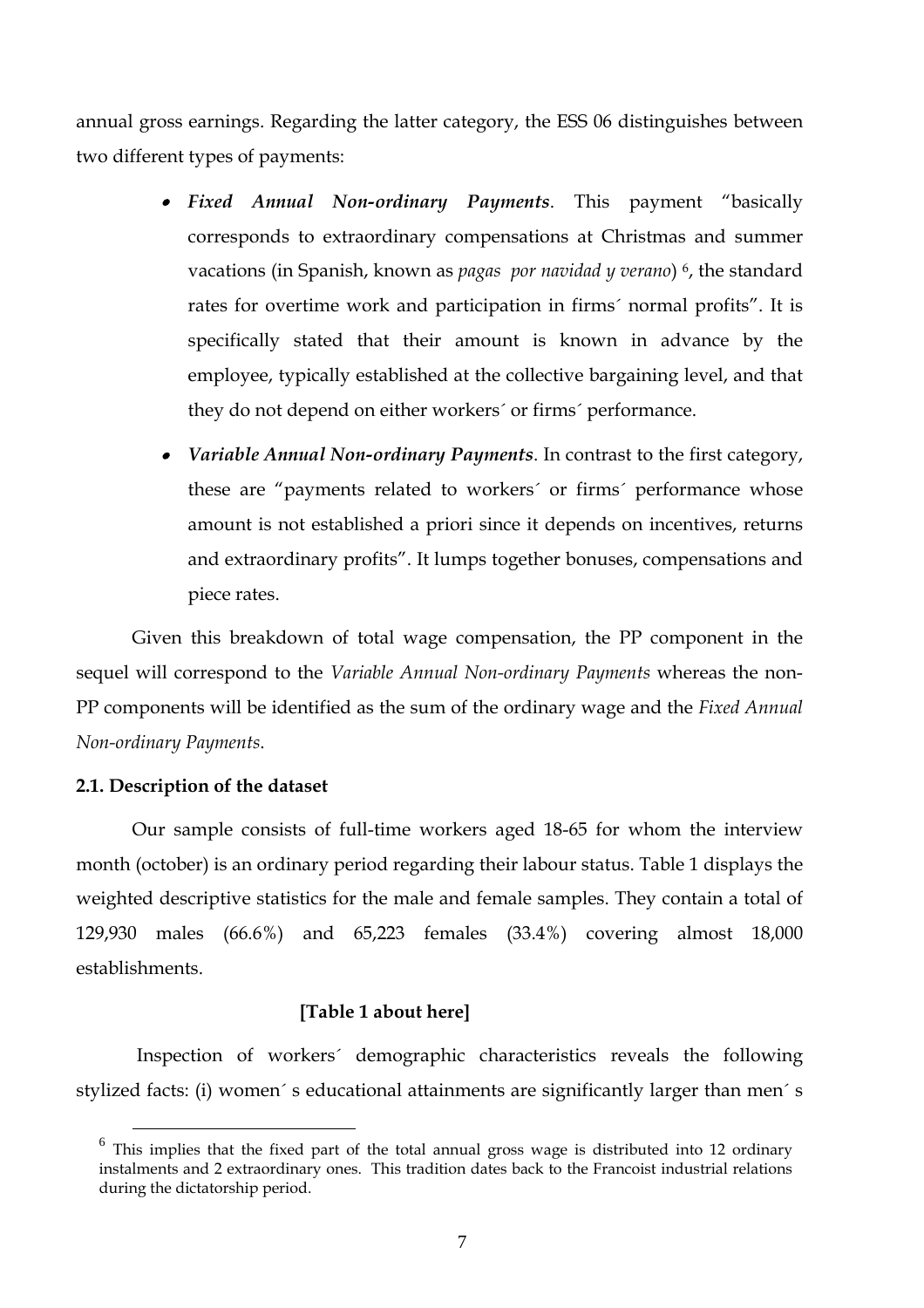annual gross earnings. Regarding the latter category, the ESS 06 distinguishes between two different types of payments:

- ***Fixed Annual Non-ordinary Payments***. This payment "basically corresponds to extraordinary compensations at Christmas and summer vacations (in Spanish, known as *pagas por navidad y verano*) [6], the standard rates for overtime work and participation in firms´ normal profits". It is specifically stated that their amount is known in advance by the employee, typically established at the collective bargaining level, and that they do not depend on either workers´ or firms´ performance.
- ***Variable Annual Non-ordinary Payments***. In contrast to the first category, these are "payments related to workers´ or firms´ performance whose amount is not established a priori since it depends on incentives, returns and extraordinary profits". It lumps together bonuses, compensations and piece rates.

Given this breakdown of total wage compensation, the PP component in the sequel will correspond to the *Variable Annual Non-ordinary Payments* whereas the non-PP components will be identified as the sum of the ordinary wage and the *Fixed Annual Non-ordinary Payments*.

**2.1. Description of the dataset**

Our sample consists of full-time workers aged 18-65 for whom the interview month (october) is an ordinary period regarding their labour status. Table 1 displays the weighted descriptive statistics for the male and female samples. They contain a total of 129,930 males (66.6%) and 65,223 females (33.4%) covering almost 18,000 establishments.

**[Table 1 about here]**

Inspection of workers´ demographic characteristics reveals the following stylized facts: (i) women´ s educational attainments are significantly larger than men´ s

[6] This implies that the fixed part of the total annual gross wage is distributed into 12 ordinary instalments and 2 extraordinary ones. This tradition dates back to the Francoist industrial relations during the dictatorship period.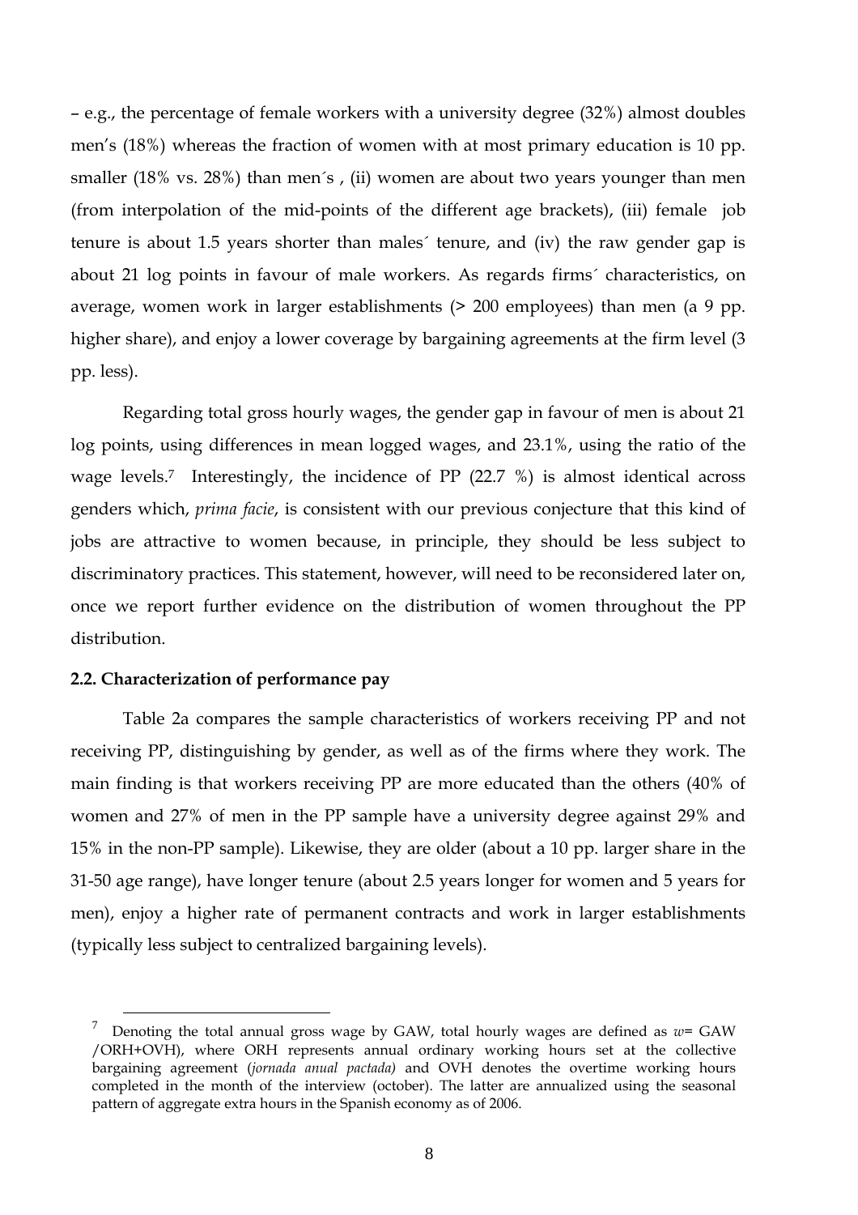– e.g., the percentage of female workers with a university degree (32%) almost doubles men's (18%) whereas the fraction of women with at most primary education is 10 pp. smaller (18% vs. 28%) than men´s , (ii) women are about two years younger than men (from interpolation of the mid-points of the different age brackets), (iii) female job tenure is about 1.5 years shorter than males´ tenure, and (iv) the raw gender gap is about 21 log points in favour of male workers. As regards firms´ characteristics, on average, women work in larger establishments (> 200 employees) than men (a 9 pp. higher share), and enjoy a lower coverage by bargaining agreements at the firm level (3 pp. less).

Regarding total gross hourly wages, the gender gap in favour of men is about 21 log points, using differences in mean logged wages, and 23.1%, using the ratio of the wage levels.[7] Interestingly, the incidence of PP (22.7 %) is almost identical across genders which, *prima facie*, is consistent with our previous conjecture that this kind of jobs are attractive to women because, in principle, they should be less subject to discriminatory practices. This statement, however, will need to be reconsidered later on, once we report further evidence on the distribution of women throughout the PP distribution.

### 2.2. Characterization of performance pay

Table 2a compares the sample characteristics of workers receiving PP and not receiving PP, distinguishing by gender, as well as of the firms where they work. The main finding is that workers receiving PP are more educated than the others (40% of women and 27% of men in the PP sample have a university degree against 29% and 15% in the non-PP sample). Likewise, they are older (about a 10 pp. larger share in the 31-50 age range), have longer tenure (about 2.5 years longer for women and 5 years for men), enjoy a higher rate of permanent contracts and work in larger establishments (typically less subject to centralized bargaining levels).

---

[7] Denoting the total annual gross wage by GAW, total hourly wages are defined as $w$= GAW /ORH+OVH), where ORH represents annual ordinary working hours set at the collective bargaining agreement (*jornada anual pactada)* and OVH denotes the overtime working hours completed in the month of the interview (october). The latter are annualized using the seasonal pattern of aggregate extra hours in the Spanish economy as of 2006.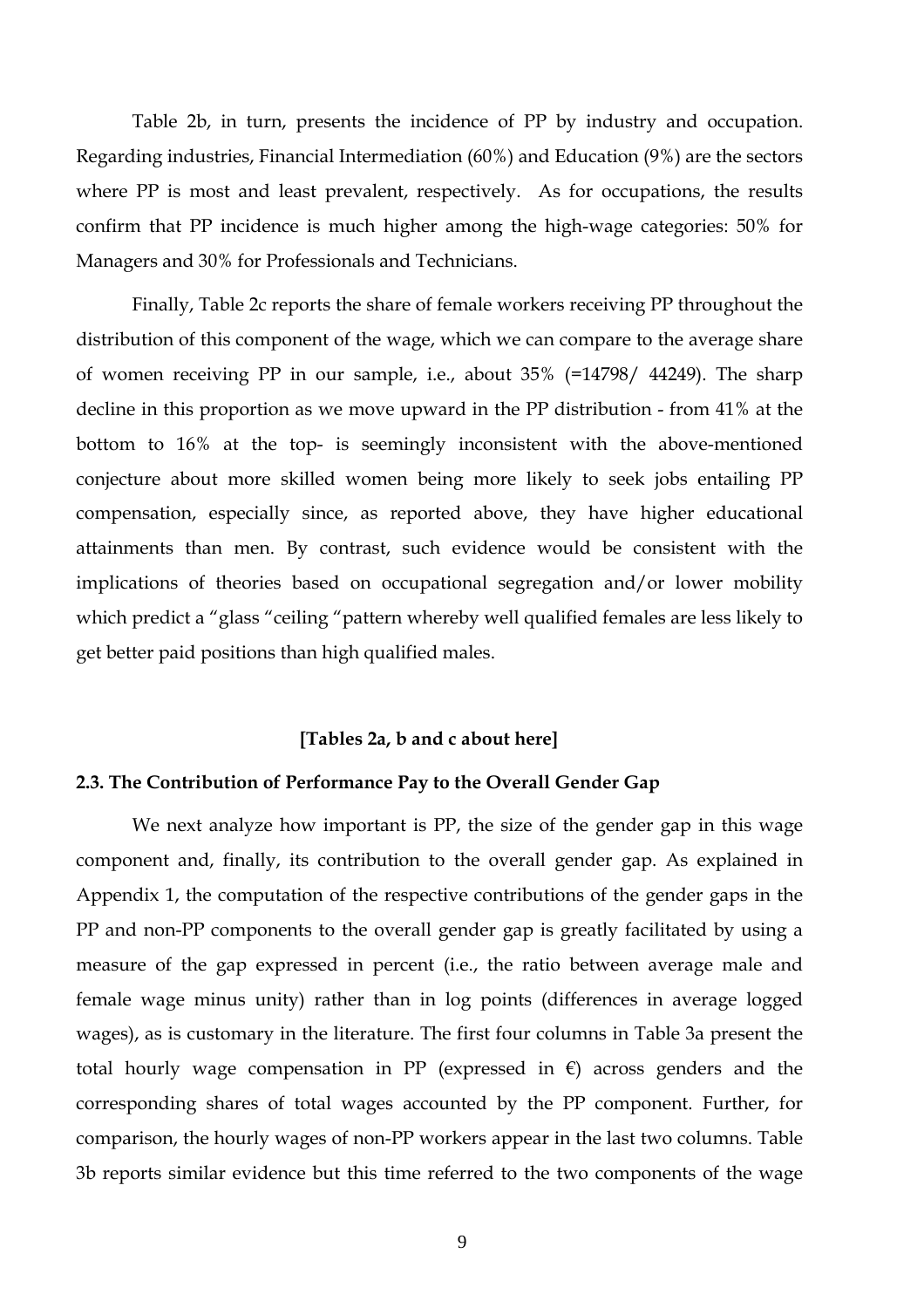Table 2b, in turn, presents the incidence of PP by industry and occupation. Regarding industries, Financial Intermediation (60%) and Education (9%) are the sectors where PP is most and least prevalent, respectively. As for occupations, the results confirm that PP incidence is much higher among the high-wage categories: 50% for Managers and 30% for Professionals and Technicians.

Finally, Table 2c reports the share of female workers receiving PP throughout the distribution of this component of the wage, which we can compare to the average share of women receiving PP in our sample, i.e., about 35% (=14798/ 44249). The sharp decline in this proportion as we move upward in the PP distribution - from 41% at the bottom to 16% at the top- is seemingly inconsistent with the above-mentioned conjecture about more skilled women being more likely to seek jobs entailing PP compensation, especially since, as reported above, they have higher educational attainments than men. By contrast, such evidence would be consistent with the implications of theories based on occupational segregation and/or lower mobility which predict a "glass "ceiling "pattern whereby well qualified females are less likely to get better paid positions than high qualified males.

**[Tables 2a, b and c about here]**

### 2.3. The Contribution of Performance Pay to the Overall Gender Gap

We next analyze how important is PP, the size of the gender gap in this wage component and, finally, its contribution to the overall gender gap. As explained in Appendix 1, the computation of the respective contributions of the gender gaps in the PP and non-PP components to the overall gender gap is greatly facilitated by using a measure of the gap expressed in percent (i.e., the ratio between average male and female wage minus unity) rather than in log points (differences in average logged wages), as is customary in the literature. The first four columns in Table 3a present the total hourly wage compensation in PP (expressed in €) across genders and the corresponding shares of total wages accounted by the PP component. Further, for comparison, the hourly wages of non-PP workers appear in the last two columns. Table 3b reports similar evidence but this time referred to the two components of the wage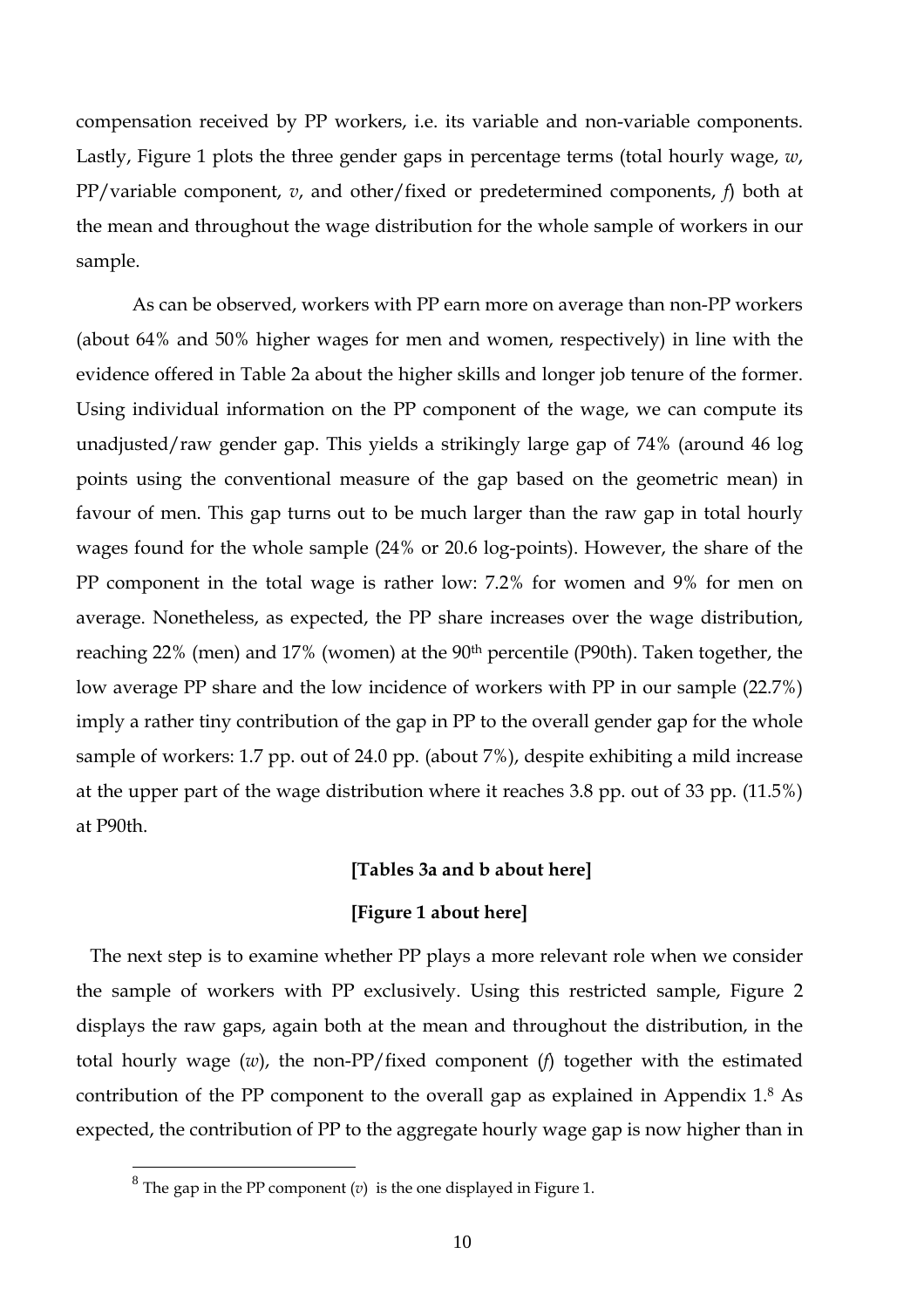compensation received by PP workers, i.e. its variable and non-variable components. Lastly, Figure 1 plots the three gender gaps in percentage terms (total hourly wage, $w$, PP/variable component, $v$, and other/fixed or predetermined components, $f$) both at the mean and throughout the wage distribution for the whole sample of workers in our sample.

As can be observed, workers with PP earn more on average than non-PP workers (about 64% and 50% higher wages for men and women, respectively) in line with the evidence offered in Table 2a about the higher skills and longer job tenure of the former. Using individual information on the PP component of the wage, we can compute its unadjusted/raw gender gap. This yields a strikingly large gap of 74% (around 46 log points using the conventional measure of the gap based on the geometric mean) in favour of men. This gap turns out to be much larger than the raw gap in total hourly wages found for the whole sample (24% or 20.6 log-points). However, the share of the PP component in the total wage is rather low: 7.2% for women and 9% for men on average. Nonetheless, as expected, the PP share increases over the wage distribution, reaching 22% (men) and 17% (women) at the 90th percentile (P90th). Taken together, the low average PP share and the low incidence of workers with PP in our sample (22.7%) imply a rather tiny contribution of the gap in PP to the overall gender gap for the whole sample of workers: 1.7 pp. out of 24.0 pp. (about 7%), despite exhibiting a mild increase at the upper part of the wage distribution where it reaches 3.8 pp. out of 33 pp. (11.5%) at P90th.

**[Tables 3a and b about here]**

**[Figure 1 about here]**

The next step is to examine whether PP plays a more relevant role when we consider the sample of workers with PP exclusively. Using this restricted sample, Figure 2 displays the raw gaps, again both at the mean and throughout the distribution, in the total hourly wage ($w$), the non-PP/fixed component ($f$) together with the estimated contribution of the PP component to the overall gap as explained in Appendix 1.[8] As expected, the contribution of PP to the aggregate hourly wage gap is now higher than in

[8] The gap in the PP component ($v$) is the one displayed in Figure 1.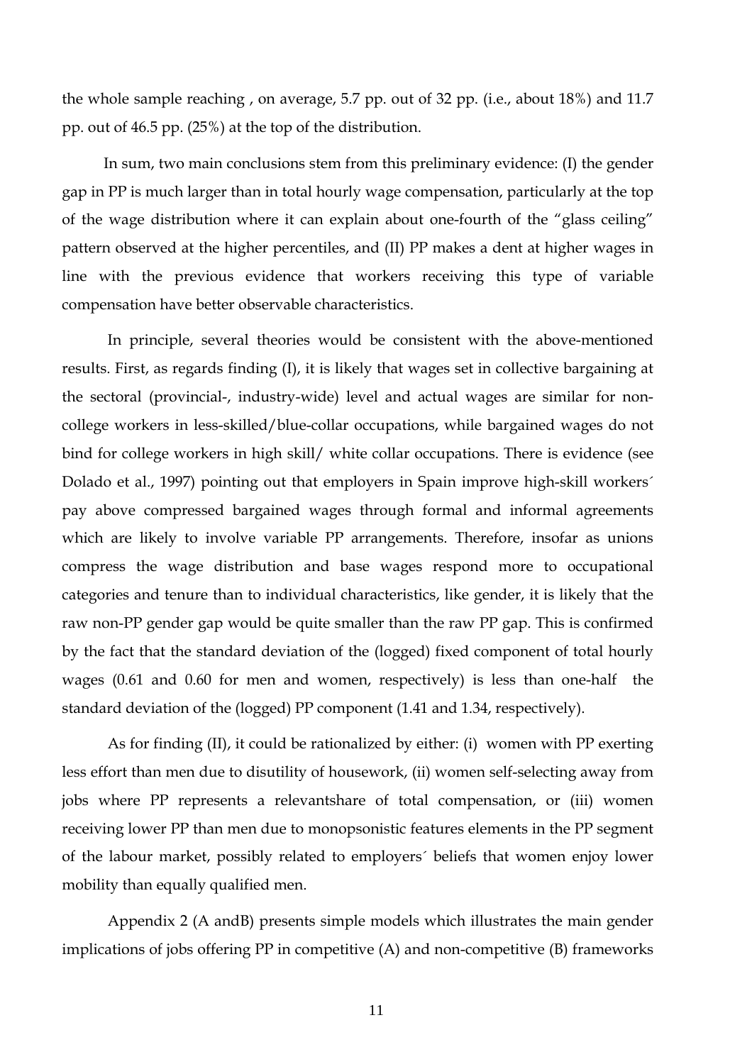the whole sample reaching , on average, 5.7 pp. out of 32 pp. (i.e., about 18%) and 11.7 pp. out of 46.5 pp. (25%) at the top of the distribution.

In sum, two main conclusions stem from this preliminary evidence: (I) the gender gap in PP is much larger than in total hourly wage compensation, particularly at the top of the wage distribution where it can explain about one-fourth of the "glass ceiling" pattern observed at the higher percentiles, and (II) PP makes a dent at higher wages in line with the previous evidence that workers receiving this type of variable compensation have better observable characteristics.

In principle, several theories would be consistent with the above-mentioned results. First, as regards finding (I), it is likely that wages set in collective bargaining at the sectoral (provincial-, industry-wide) level and actual wages are similar for non-college workers in less-skilled/blue-collar occupations, while bargained wages do not bind for college workers in high skill/ white collar occupations. There is evidence (see Dolado et al., 1997) pointing out that employers in Spain improve high-skill workers´ pay above compressed bargained wages through formal and informal agreements which are likely to involve variable PP arrangements. Therefore, insofar as unions compress the wage distribution and base wages respond more to occupational categories and tenure than to individual characteristics, like gender, it is likely that the raw non-PP gender gap would be quite smaller than the raw PP gap. This is confirmed by the fact that the standard deviation of the (logged) fixed component of total hourly wages (0.61 and 0.60 for men and women, respectively) is less than one-half the standard deviation of the (logged) PP component (1.41 and 1.34, respectively).

As for finding (II), it could be rationalized by either: (i) women with PP exerting less effort than men due to disutility of housework, (ii) women self-selecting away from jobs where PP represents a relevantshare of total compensation, or (iii) women receiving lower PP than men due to monopsonistic features elements in the PP segment of the labour market, possibly related to employers´ beliefs that women enjoy lower mobility than equally qualified men.

Appendix 2 (A andB) presents simple models which illustrates the main gender implications of jobs offering PP in competitive (A) and non-competitive (B) frameworks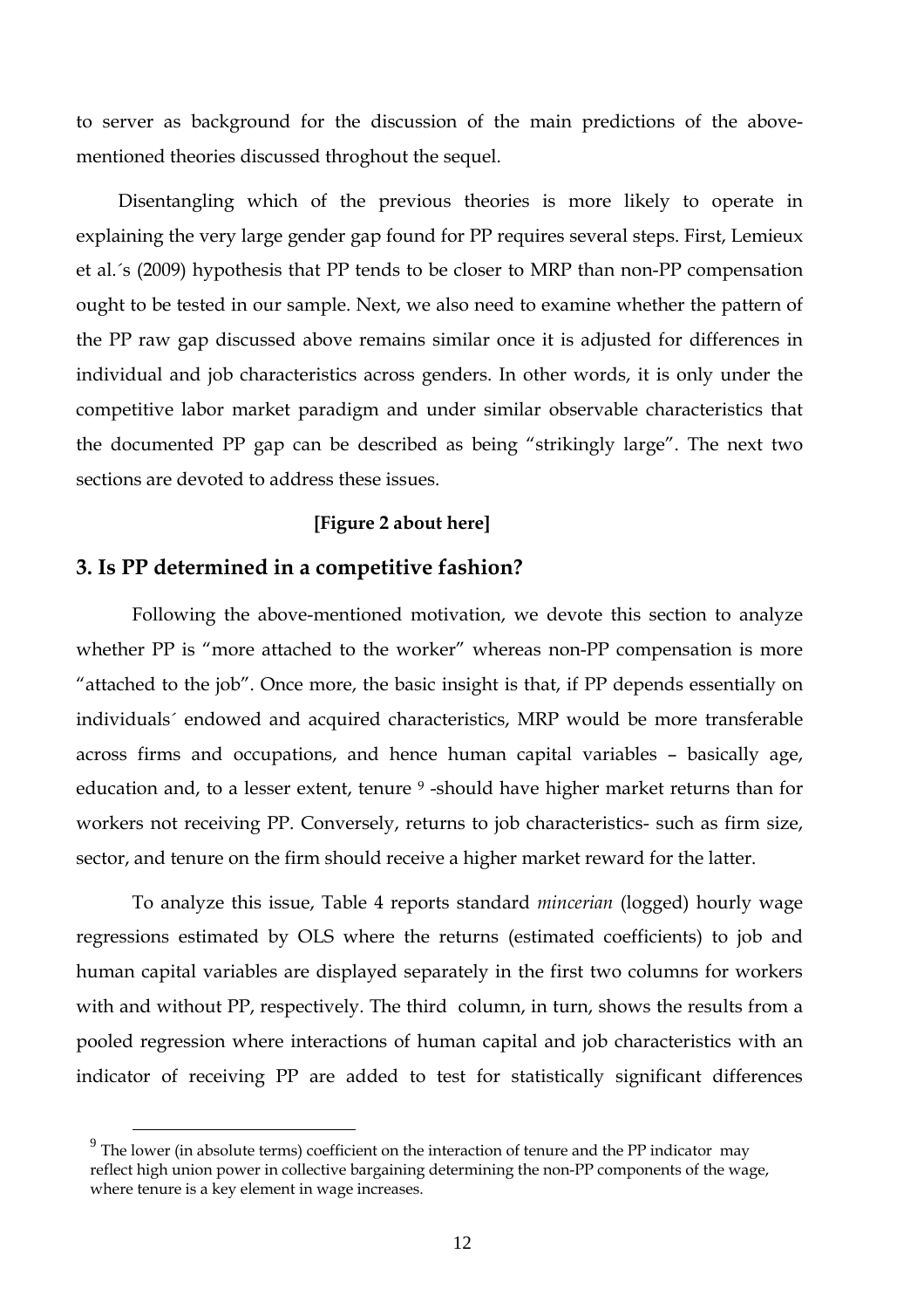to server as background for the discussion of the main predictions of the above-mentioned theories discussed throghout the sequel.

Disentangling which of the previous theories is more likely to operate in explaining the very large gender gap found for PP requires several steps. First, Lemieux et al.´s (2009) hypothesis that PP tends to be closer to MRP than non-PP compensation ought to be tested in our sample. Next, we also need to examine whether the pattern of the PP raw gap discussed above remains similar once it is adjusted for differences in individual and job characteristics across genders. In other words, it is only under the competitive labor market paradigm and under similar observable characteristics that the documented PP gap can be described as being "strikingly large". The next two sections are devoted to address these issues.

**[Figure 2 about here]**

## 3. Is PP determined in a competitive fashion?

Following the above-mentioned motivation, we devote this section to analyze whether PP is "more attached to the worker" whereas non-PP compensation is more "attached to the job". Once more, the basic insight is that, if PP depends essentially on individuals´ endowed and acquired characteristics, MRP would be more transferable across firms and occupations, and hence human capital variables – basically age, education and, to a lesser extent, tenure [9] -should have higher market returns than for workers not receiving PP. Conversely, returns to job characteristics- such as firm size, sector, and tenure on the firm should receive a higher market reward for the latter.

To analyze this issue, Table 4 reports standard *mincerian* (logged) hourly wage regressions estimated by OLS where the returns (estimated coefficients) to job and human capital variables are displayed separately in the first two columns for workers with and without PP, respectively. The third column, in turn, shows the results from a pooled regression where interactions of human capital and job characteristics with an indicator of receiving PP are added to test for statistically significant differences

[9] The lower (in absolute terms) coefficient on the interaction of tenure and the PP indicator may reflect high union power in collective bargaining determining the non-PP components of the wage, where tenure is a key element in wage increases.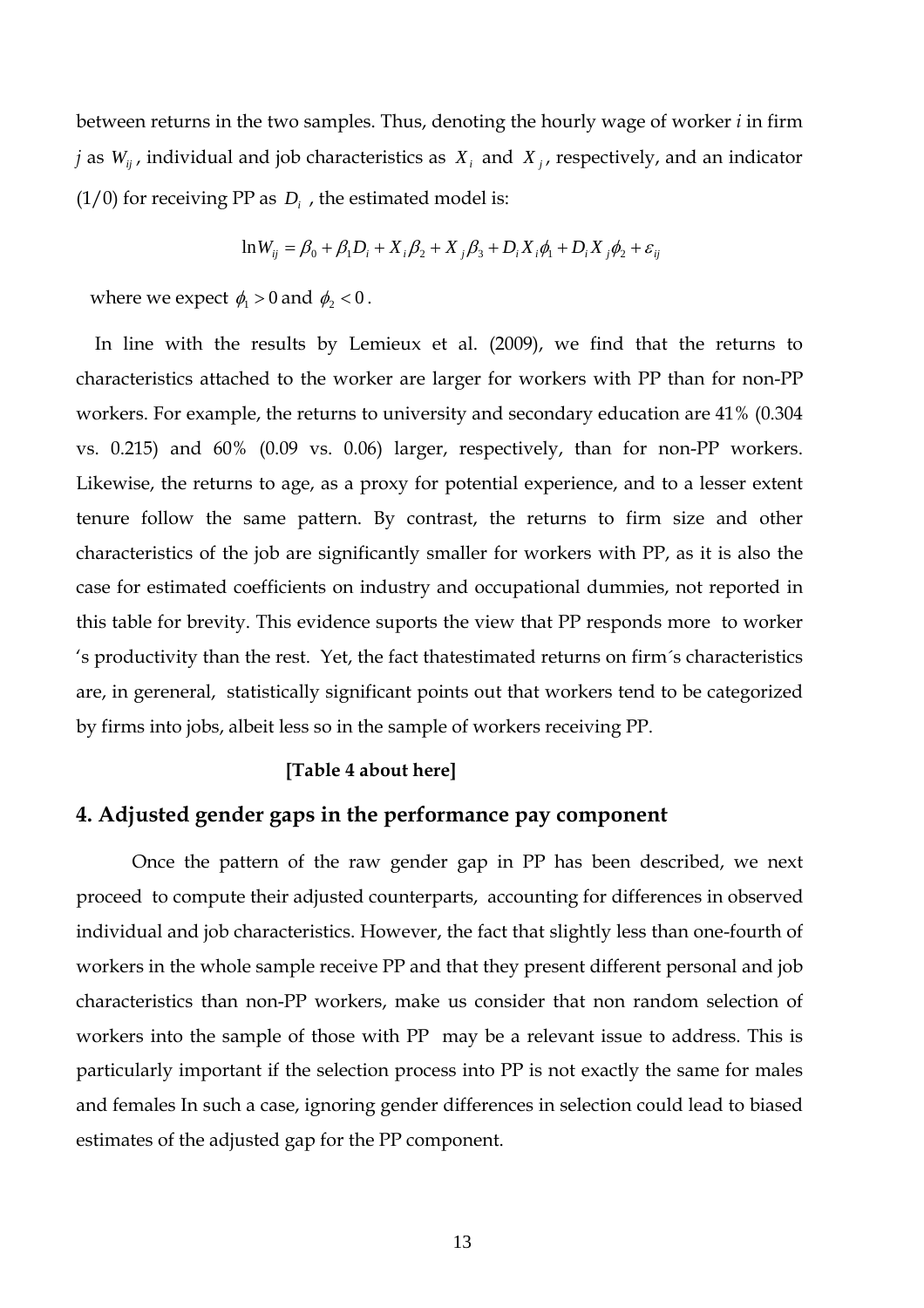between returns in the two samples. Thus, denoting the hourly wage of worker *i* in firm *j* as $W_{ij}$, individual and job characteristics as $X_i$ and $X_j$, respectively, and an indicator (1/0) for receiving PP as $D_i$ , the estimated model is:

$$\ln W_{ij} = \beta_0 + \beta_1 D_i + X_i \beta_2 + X_j \beta_3 + D_i X_i \phi_1 + D_i X_j \phi_2 + \varepsilon_{ij}$$

where we expect $\phi_1 > 0$ and $\phi_2 < 0$.

In line with the results by Lemieux et al. (2009), we find that the returns to characteristics attached to the worker are larger for workers with PP than for non-PP workers. For example, the returns to university and secondary education are 41% (0.304 vs. 0.215) and 60% (0.09 vs. 0.06) larger, respectively, than for non-PP workers. Likewise, the returns to age, as a proxy for potential experience, and to a lesser extent tenure follow the same pattern. By contrast, the returns to firm size and other characteristics of the job are significantly smaller for workers with PP, as it is also the case for estimated coefficients on industry and occupational dummies, not reported in this table for brevity. This evidence suports the view that PP responds more to worker 's productivity than the rest. Yet, the fact thatestimated returns on firm´s characteristics are, in gereneral, statistically significant points out that workers tend to be categorized by firms into jobs, albeit less so in the sample of workers receiving PP.

**[Table 4 about here]**

## 4. Adjusted gender gaps in the performance pay component

Once the pattern of the raw gender gap in PP has been described, we next proceed to compute their adjusted counterparts, accounting for differences in observed individual and job characteristics. However, the fact that slightly less than one-fourth of workers in the whole sample receive PP and that they present different personal and job characteristics than non-PP workers, make us consider that non random selection of workers into the sample of those with PP may be a relevant issue to address. This is particularly important if the selection process into PP is not exactly the same for males and females In such a case, ignoring gender differences in selection could lead to biased estimates of the adjusted gap for the PP component.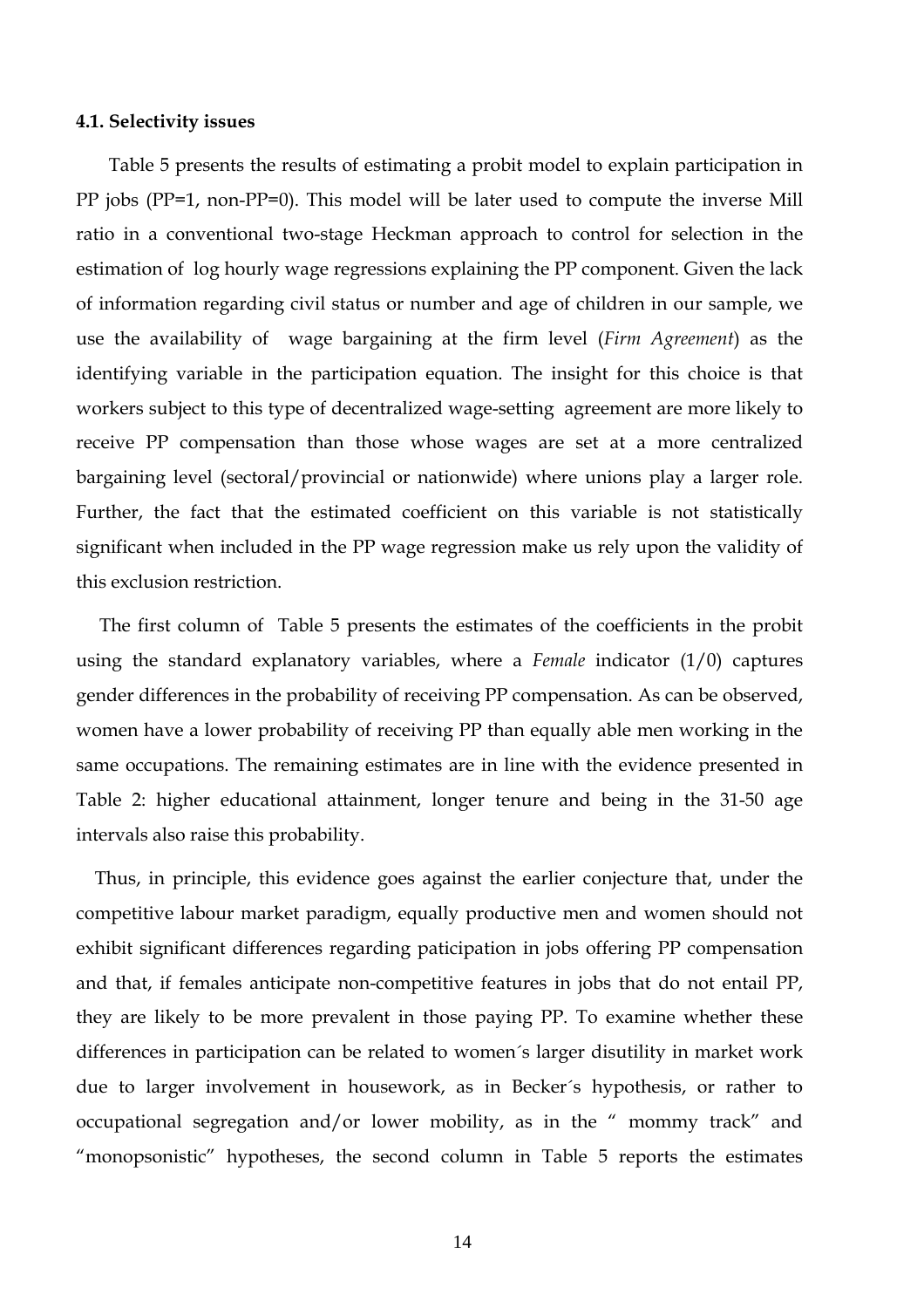#### 4.1. Selectivity issues

Table 5 presents the results of estimating a probit model to explain participation in PP jobs (PP=1, non-PP=0). This model will be later used to compute the inverse Mill ratio in a conventional two-stage Heckman approach to control for selection in the estimation of log hourly wage regressions explaining the PP component. Given the lack of information regarding civil status or number and age of children in our sample, we use the availability of wage bargaining at the firm level (*Firm Agreement*) as the identifying variable in the participation equation. The insight for this choice is that workers subject to this type of decentralized wage-setting agreement are more likely to receive PP compensation than those whose wages are set at a more centralized bargaining level (sectoral/provincial or nationwide) where unions play a larger role. Further, the fact that the estimated coefficient on this variable is not statistically significant when included in the PP wage regression make us rely upon the validity of this exclusion restriction.

The first column of Table 5 presents the estimates of the coefficients in the probit using the standard explanatory variables, where a *Female* indicator (1/0) captures gender differences in the probability of receiving PP compensation. As can be observed, women have a lower probability of receiving PP than equally able men working in the same occupations. The remaining estimates are in line with the evidence presented in Table 2: higher educational attainment, longer tenure and being in the 31-50 age intervals also raise this probability.

Thus, in principle, this evidence goes against the earlier conjecture that, under the competitive labour market paradigm, equally productive men and women should not exhibit significant differences regarding paticipation in jobs offering PP compensation and that, if females anticipate non-competitive features in jobs that do not entail PP, they are likely to be more prevalent in those paying PP. To examine whether these differences in participation can be related to women´s larger disutility in market work due to larger involvement in housework, as in Becker´s hypothesis, or rather to occupational segregation and/or lower mobility, as in the " mommy track" and "monopsonistic" hypotheses, the second column in Table 5 reports the estimates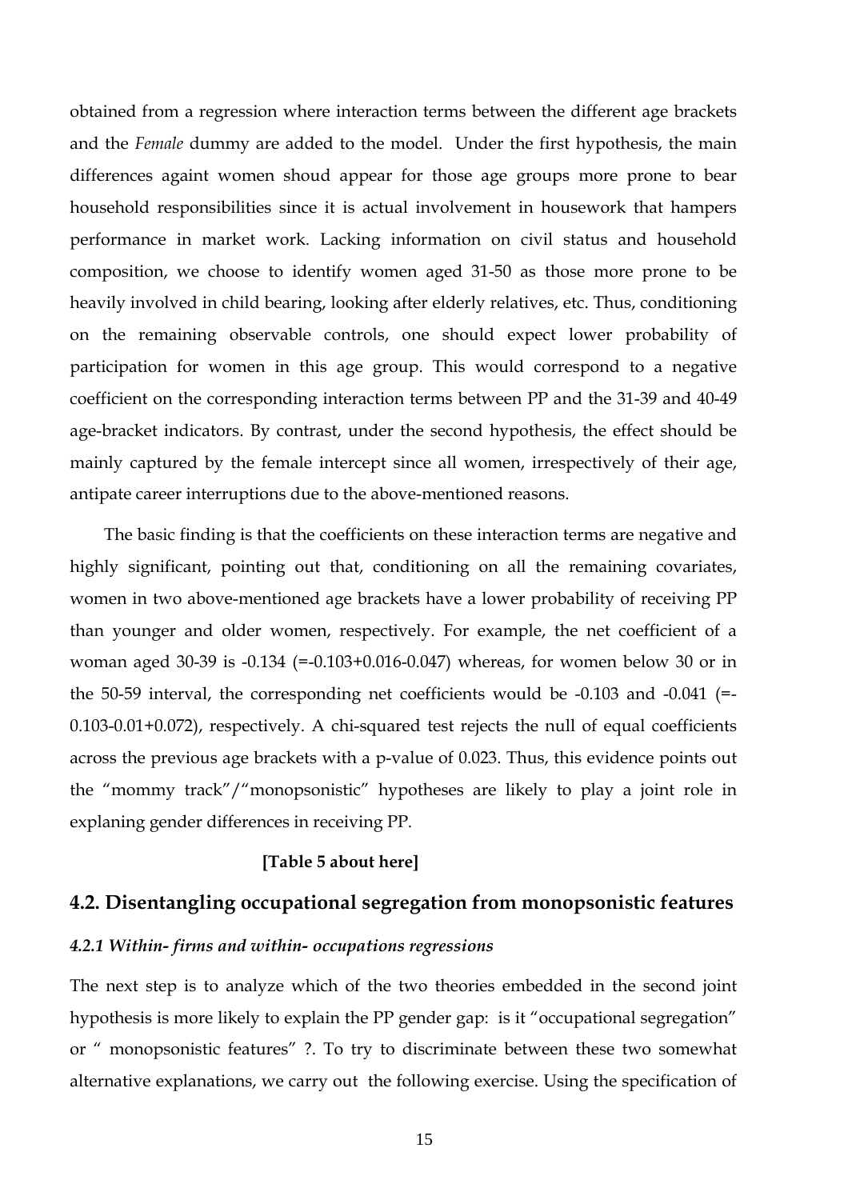obtained from a regression where interaction terms between the different age brackets and the *Female* dummy are added to the model. Under the first hypothesis, the main differences againt women shoud appear for those age groups more prone to bear household responsibilities since it is actual involvement in housework that hampers performance in market work. Lacking information on civil status and household composition, we choose to identify women aged 31-50 as those more prone to be heavily involved in child bearing, looking after elderly relatives, etc. Thus, conditioning on the remaining observable controls, one should expect lower probability of participation for women in this age group. This would correspond to a negative coefficient on the corresponding interaction terms between PP and the 31-39 and 40-49 age-bracket indicators. By contrast, under the second hypothesis, the effect should be mainly captured by the female intercept since all women, irrespectively of their age, antipate career interruptions due to the above-mentioned reasons.

The basic finding is that the coefficients on these interaction terms are negative and highly significant, pointing out that, conditioning on all the remaining covariates, women in two above-mentioned age brackets have a lower probability of receiving PP than younger and older women, respectively. For example, the net coefficient of a woman aged 30-39 is -0.134 (=-0.103+0.016-0.047) whereas, for women below 30 or in the 50-59 interval, the corresponding net coefficients would be -0.103 and -0.041 (=-0.103-0.01+0.072), respectively. A chi-squared test rejects the null of equal coefficients across the previous age brackets with a p-value of 0.023. Thus, this evidence points out the "mommy track"/"monopsonistic" hypotheses are likely to play a joint role in explaning gender differences in receiving PP.

**[Table 5 about here]**

## 4.2. Disentangling occupational segregation from monopsonistic features

### *4.2.1 Within- firms and within- occupations regressions*

The next step is to analyze which of the two theories embedded in the second joint hypothesis is more likely to explain the PP gender gap: is it "occupational segregation" or " monopsonistic features" ?. To try to discriminate between these two somewhat alternative explanations, we carry out the following exercise. Using the specification of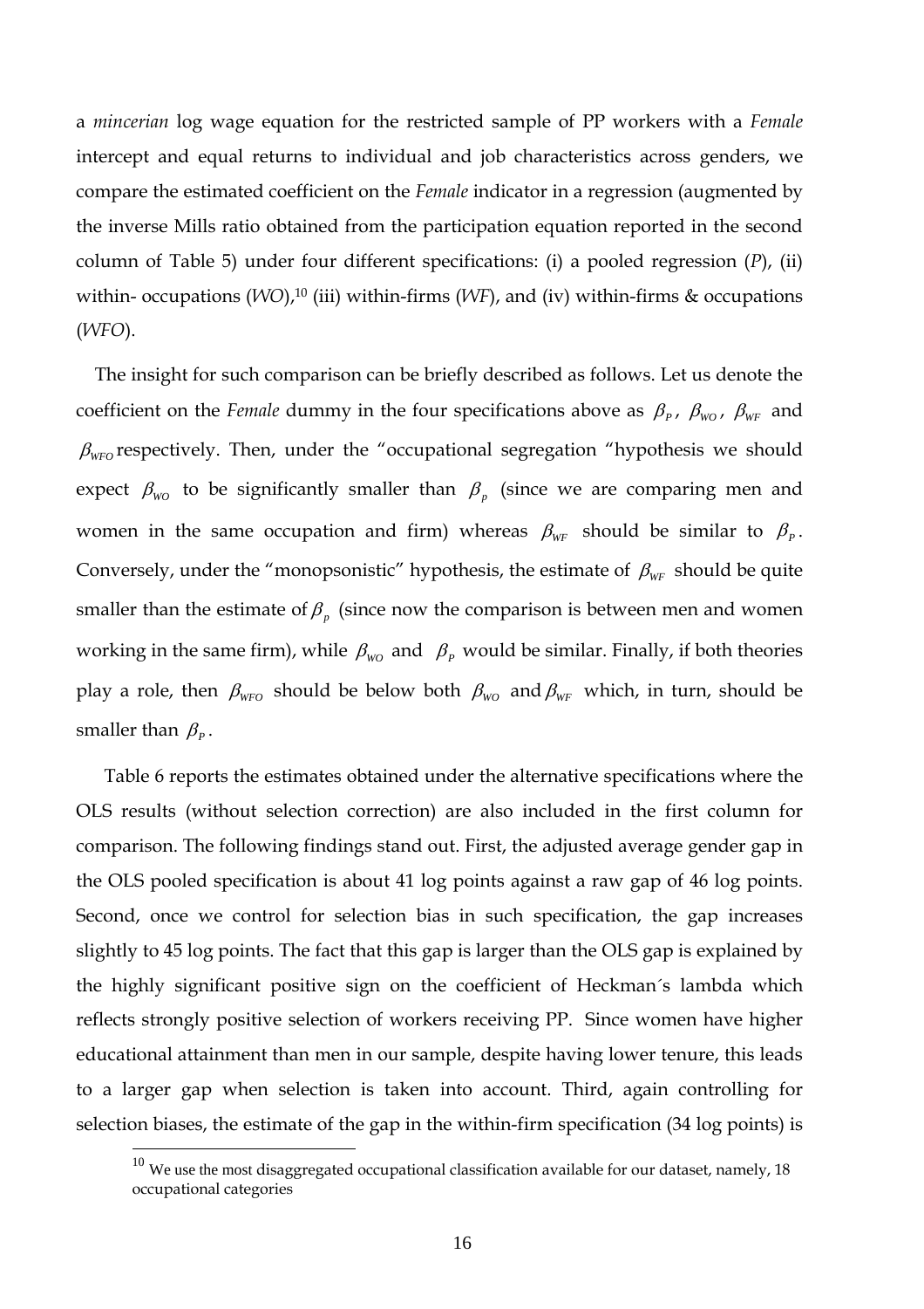a *minicerian* log wage equation for the restricted sample of PP workers with a *Female* intercept and equal returns to individual and job characteristics across genders, we compare the estimated coefficient on the *Female* indicator in a regression (augmented by the inverse Mills ratio obtained from the participation equation reported in the second column of Table 5) under four different specifications: (i) a pooled regression (*P*), (ii) within- occupations (*WO*),[10] (iii) within-firms (*WF*), and (iv) within-firms & occupations (*WFO*).

The insight for such comparison can be briefly described as follows. Let us denote the coefficient on the *Female* dummy in the four specifications above as $\beta_P$, $\beta_{WO}$, $\beta_{WF}$ and $\beta_{WFO}$ respectively. Then, under the "occupational segregation "hypothesis we should expect $\beta_{WO}$ to be significantly smaller than $\beta_p$ (since we are comparing men and women in the same occupation and firm) whereas $\beta_{WF}$ should be similar to $\beta_P$. Conversely, under the "monopsonistic" hypothesis, the estimate of $\beta_{WF}$ should be quite smaller than the estimate of $\beta_p$ (since now the comparison is between men and women working in the same firm), while $\beta_{WO}$ and $\beta_P$ would be similar. Finally, if both theories play a role, then $\beta_{WFO}$ should be below both $\beta_{WO}$ and $\beta_{WF}$ which, in turn, should be smaller than $\beta_P$.

Table 6 reports the estimates obtained under the alternative specifications where the OLS results (without selection correction) are also included in the first column for comparison. The following findings stand out. First, the adjusted average gender gap in the OLS pooled specification is about 41 log points against a raw gap of 46 log points. Second, once we control for selection bias in such specification, the gap increases slightly to 45 log points. The fact that this gap is larger than the OLS gap is explained by the highly significant positive sign on the coefficient of Heckman´s lambda which reflects strongly positive selection of workers receiving PP. Since women have higher educational attainment than men in our sample, despite having lower tenure, this leads to a larger gap when selection is taken into account. Third, again controlling for selection biases, the estimate of the gap in the within-firm specification (34 log points) is

[10] We use the most disaggregated occupational classification available for our dataset, namely, 18 occupational categories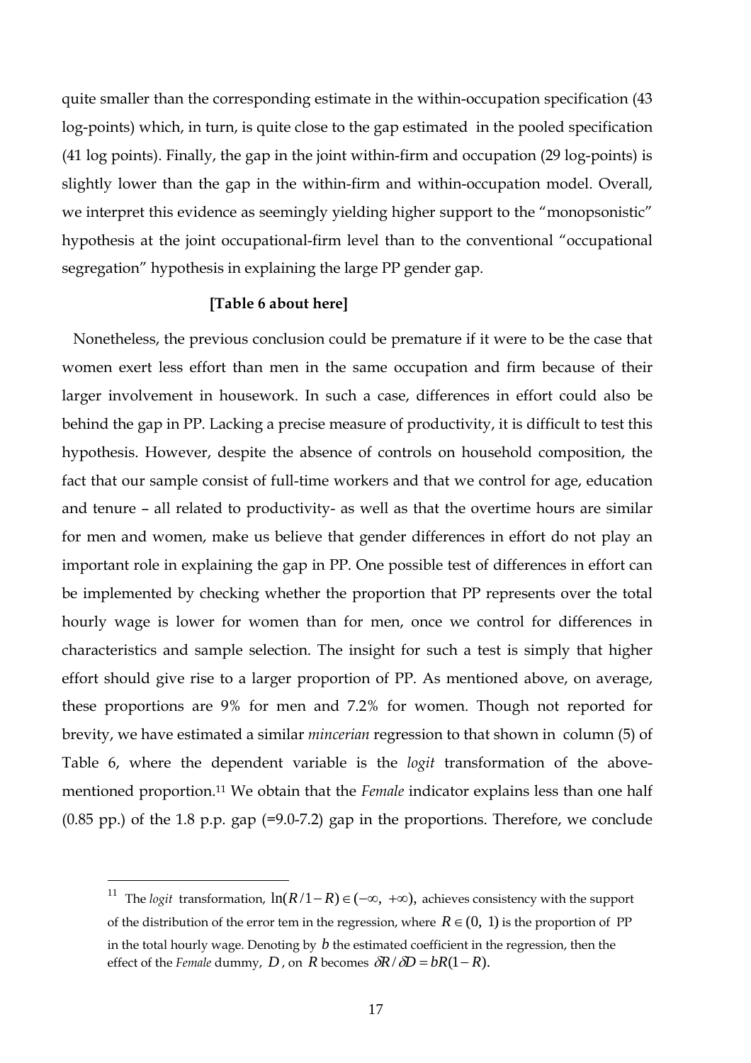quite smaller than the corresponding estimate in the within-occupation specification (43 log-points) which, in turn, is quite close to the gap estimated in the pooled specification (41 log points). Finally, the gap in the joint within-firm and occupation (29 log-points) is slightly lower than the gap in the within-firm and within-occupation model. Overall, we interpret this evidence as seemingly yielding higher support to the "monopsonistic" hypothesis at the joint occupational-firm level than to the conventional "occupational segregation" hypothesis in explaining the large PP gender gap.

**[Table 6 about here]**

Nonetheless, the previous conclusion could be premature if it were to be the case that women exert less effort than men in the same occupation and firm because of their larger involvement in housework. In such a case, differences in effort could also be behind the gap in PP. Lacking a precise measure of productivity, it is difficult to test this hypothesis. However, despite the absence of controls on household composition, the fact that our sample consist of full-time workers and that we control for age, education and tenure – all related to productivity- as well as that the overtime hours are similar for men and women, make us believe that gender differences in effort do not play an important role in explaining the gap in PP. One possible test of differences in effort can be implemented by checking whether the proportion that PP represents over the total hourly wage is lower for women than for men, once we control for differences in characteristics and sample selection. The insight for such a test is simply that higher effort should give rise to a larger proportion of PP. As mentioned above, on average, these proportions are 9% for men and 7.2% for women. Though not reported for brevity, we have estimated a similar *mincerian* regression to that shown in column (5) of Table 6, where the dependent variable is the *logit* transformation of the above-mentioned proportion.[11] We obtain that the *Female* indicator explains less than one half (0.85 pp.) of the 1.8 p.p. gap (=9.0-7.2) gap in the proportions. Therefore, we conclude

[11] The *logit* transformation, $\ln(R/1-R) \in (-\infty, +\infty)$, achieves consistency with the support of the distribution of the error tem in the regression, where $R \in (0, 1)$ is the proportion of PP in the total hourly wage. Denoting by $b$ the estimated coefficient in the regression, then the effect of the *Female* dummy, $D$, on $R$ becomes $\delta R/\delta D = bR(1-R)$.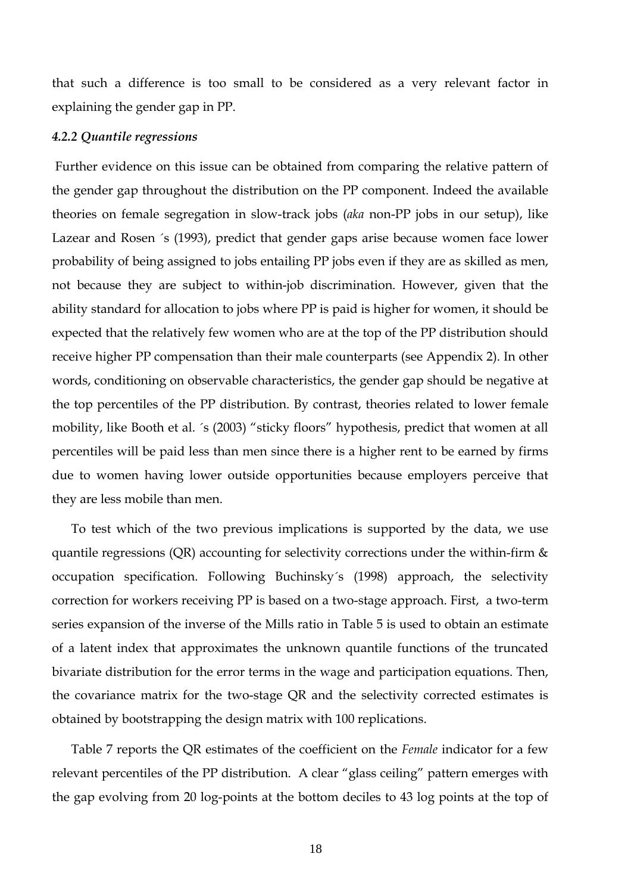that such a difference is too small to be considered as a very relevant factor in explaining the gender gap in PP.

#### *4.2.2 Quantile regressions*

Further evidence on this issue can be obtained from comparing the relative pattern of the gender gap throughout the distribution on the PP component. Indeed the available theories on female segregation in slow-track jobs (*aka* non-PP jobs in our setup), like Lazear and Rosen ´s (1993), predict that gender gaps arise because women face lower probability of being assigned to jobs entailing PP jobs even if they are as skilled as men, not because they are subject to within-job discrimination. However, given that the ability standard for allocation to jobs where PP is paid is higher for women, it should be expected that the relatively few women who are at the top of the PP distribution should receive higher PP compensation than their male counterparts (see Appendix 2). In other words, conditioning on observable characteristics, the gender gap should be negative at the top percentiles of the PP distribution. By contrast, theories related to lower female mobility, like Booth et al. ´s (2003) "sticky floors" hypothesis, predict that women at all percentiles will be paid less than men since there is a higher rent to be earned by firms due to women having lower outside opportunities because employers perceive that they are less mobile than men.

To test which of the two previous implications is supported by the data, we use quantile regressions (QR) accounting for selectivity corrections under the within-firm & occupation specification. Following Buchinsky´s (1998) approach, the selectivity correction for workers receiving PP is based on a two-stage approach. First, a two-term series expansion of the inverse of the Mills ratio in Table 5 is used to obtain an estimate of a latent index that approximates the unknown quantile functions of the truncated bivariate distribution for the error terms in the wage and participation equations. Then, the covariance matrix for the two-stage QR and the selectivity corrected estimates is obtained by bootstrapping the design matrix with 100 replications.

Table 7 reports the QR estimates of the coefficient on the *Female* indicator for a few relevant percentiles of the PP distribution. A clear "glass ceiling" pattern emerges with the gap evolving from 20 log-points at the bottom deciles to 43 log points at the top of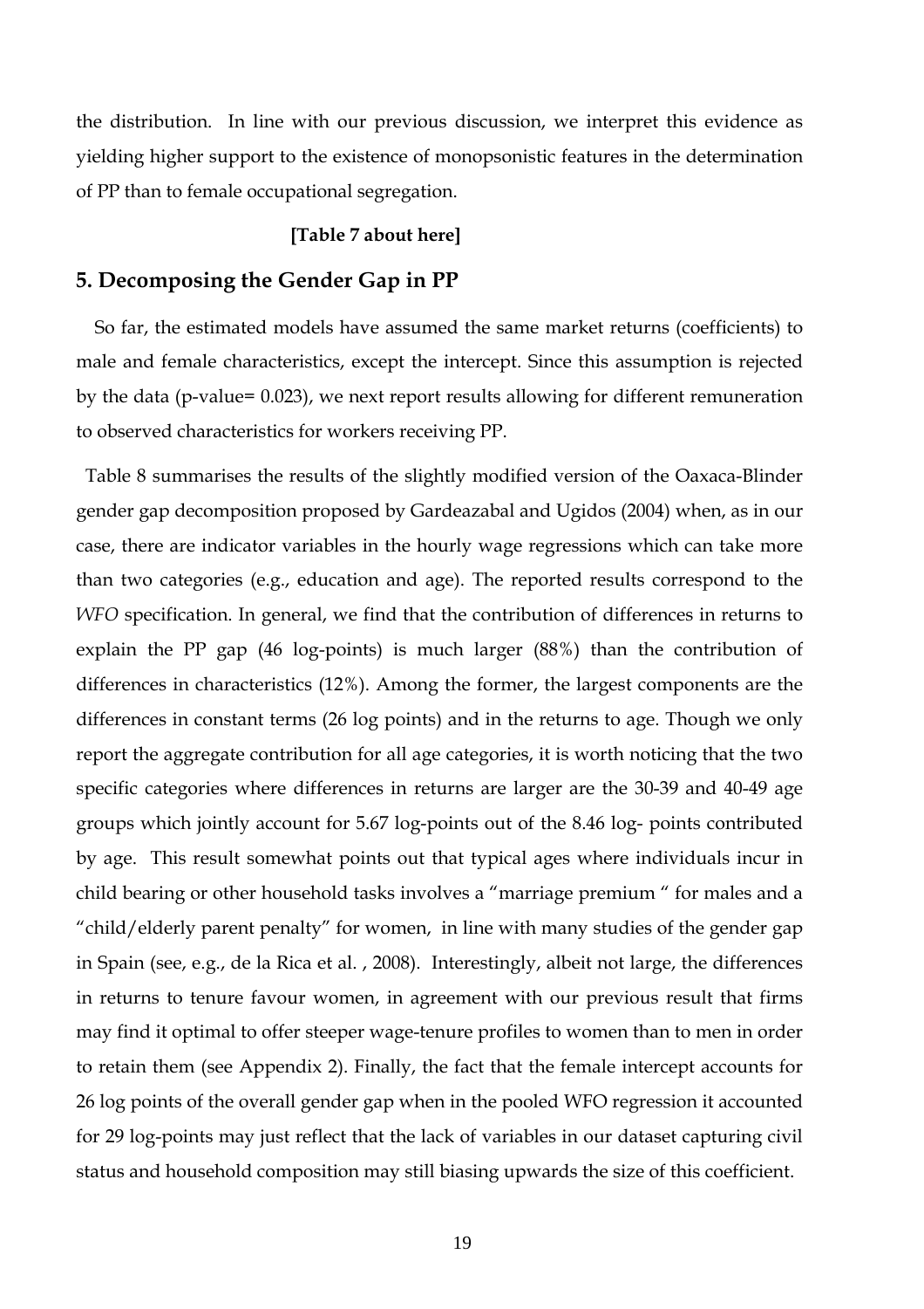the distribution. In line with our previous discussion, we interpret this evidence as yielding higher support to the existence of monopsonistic features in the determination of PP than to female occupational segregation.

**[Table 7 about here]**

## 5. Decomposing the Gender Gap in PP

So far, the estimated models have assumed the same market returns (coefficients) to male and female characteristics, except the intercept. Since this assumption is rejected by the data (p-value= 0.023), we next report results allowing for different remuneration to observed characteristics for workers receiving PP.

Table 8 summarises the results of the slightly modified version of the Oaxaca-Blinder gender gap decomposition proposed by Gardeazabal and Ugidos (2004) when, as in our case, there are indicator variables in the hourly wage regressions which can take more than two categories (e.g., education and age). The reported results correspond to the *WFO* specification. In general, we find that the contribution of differences in returns to explain the PP gap (46 log-points) is much larger (88%) than the contribution of differences in characteristics (12%). Among the former, the largest components are the differences in constant terms (26 log points) and in the returns to age. Though we only report the aggregate contribution for all age categories, it is worth noticing that the two specific categories where differences in returns are larger are the 30-39 and 40-49 age groups which jointly account for 5.67 log-points out of the 8.46 log- points contributed by age. This result somewhat points out that typical ages where individuals incur in child bearing or other household tasks involves a "marriage premium " for males and a "child/elderly parent penalty" for women, in line with many studies of the gender gap in Spain (see, e.g., de la Rica et al. , 2008). Interestingly, albeit not large, the differences in returns to tenure favour women, in agreement with our previous result that firms may find it optimal to offer steeper wage-tenure profiles to women than to men in order to retain them (see Appendix 2). Finally, the fact that the female intercept accounts for 26 log points of the overall gender gap when in the pooled WFO regression it accounted for 29 log-points may just reflect that the lack of variables in our dataset capturing civil status and household composition may still biasing upwards the size of this coefficient.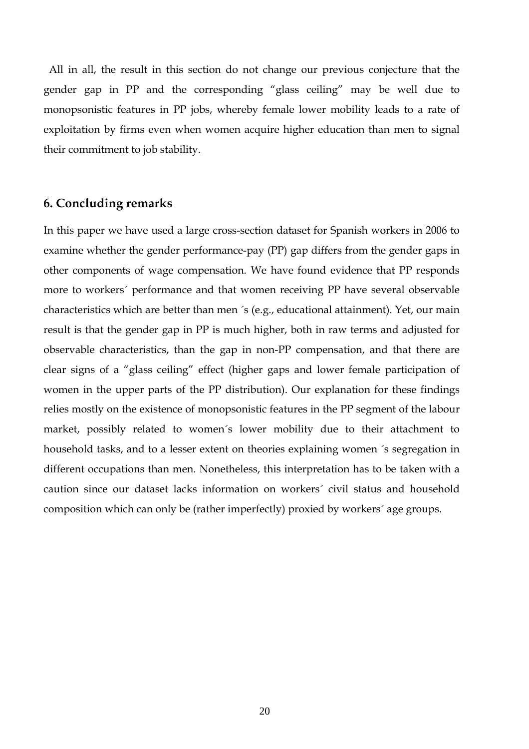All in all, the result in this section do not change our previous conjecture that the gender gap in PP and the corresponding "glass ceiling" may be well due to monopsonistic features in PP jobs, whereby female lower mobility leads to a rate of exploitation by firms even when women acquire higher education than men to signal their commitment to job stability.

## 6. Concluding remarks

In this paper we have used a large cross-section dataset for Spanish workers in 2006 to examine whether the gender performance-pay (PP) gap differs from the gender gaps in other components of wage compensation. We have found evidence that PP responds more to workers´ performance and that women receiving PP have several observable characteristics which are better than men ´s (e.g., educational attainment). Yet, our main result is that the gender gap in PP is much higher, both in raw terms and adjusted for observable characteristics, than the gap in non-PP compensation, and that there are clear signs of a "glass ceiling" effect (higher gaps and lower female participation of women in the upper parts of the PP distribution). Our explanation for these findings relies mostly on the existence of monopsonistic features in the PP segment of the labour market, possibly related to women´s lower mobility due to their attachment to household tasks, and to a lesser extent on theories explaining women ´s segregation in different occupations than men. Nonetheless, this interpretation has to be taken with a caution since our dataset lacks information on workers´ civil status and household composition which can only be (rather imperfectly) proxied by workers´ age groups.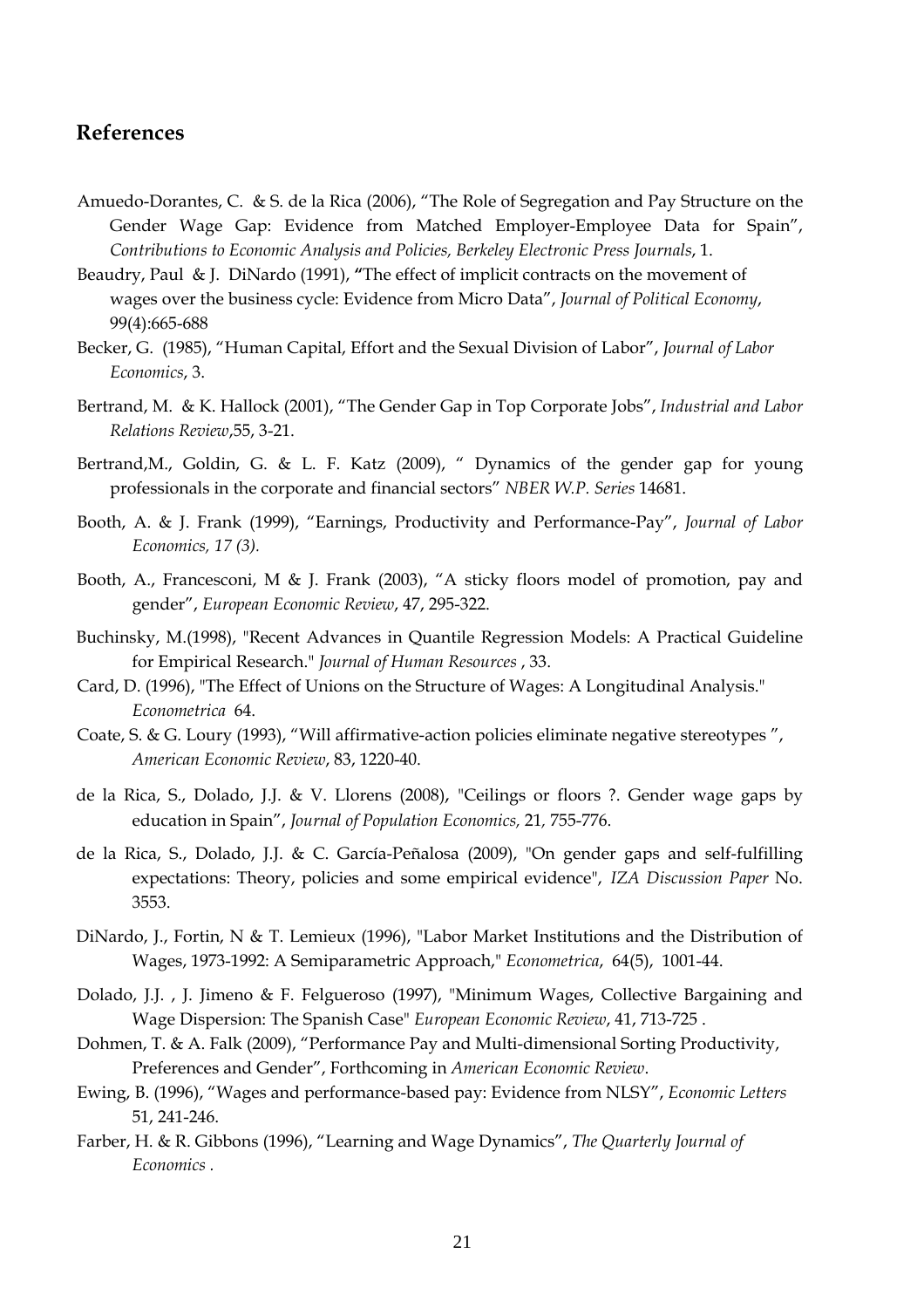## References

Amuedo-Dorantes, C. & S. de la Rica (2006), "The Role of Segregation and Pay Structure on the Gender Wage Gap: Evidence from Matched Employer-Employee Data for Spain", *Contributions to Economic Analysis and Policies, Berkeley Electronic Press Journals*, 1.

Beaudry, Paul & J. DiNardo (1991), **"**The effect of implicit contracts on the movement of wages over the business cycle: Evidence from Micro Data", *Journal of Political Economy*, 99(4):665-688

Becker, G. (1985), "Human Capital, Effort and the Sexual Division of Labor", *Journal of Labor Economics*, 3.

Bertrand, M. & K. Hallock (2001), "The Gender Gap in Top Corporate Jobs", *Industrial and Labor Relations Review*,55, 3-21.

Bertrand,M., Goldin, G. & L. F. Katz (2009), " Dynamics of the gender gap for young professionals in the corporate and financial sectors" *NBER W.P. Series* 14681.

Booth, A. & J. Frank (1999), "Earnings, Productivity and Performance-Pay", *Journal of Labor Economics, 17 (3).*

Booth, A., Francesconi, M & J. Frank (2003), "A sticky floors model of promotion, pay and gender", *European Economic Review*, 47, 295-322.

Buchinsky, M.(1998), "Recent Advances in Quantile Regression Models: A Practical Guideline for Empirical Research." *Journal of Human Resources* , 33.

Card, D. (1996), "The Effect of Unions on the Structure of Wages: A Longitudinal Analysis." *Econometrica* 64.

Coate, S. & G. Loury (1993), "Will affirmative-action policies eliminate negative stereotypes ", *American Economic Review*, 83, 1220-40.

de la Rica, S., Dolado, J.J. & V. Llorens (2008), "Ceilings or floors ?. Gender wage gaps by education in Spain", *Journal of Population Economics,* 21*,* 755-776.

de la Rica, S., Dolado, J.J. & C. García-Peñalosa (2009), "On gender gaps and self-fulfilling expectations: Theory, policies and some empirical evidence", *IZA Discussion Paper* No. 3553.

DiNardo, J., Fortin, N & T. Lemieux (1996), "Labor Market Institutions and the Distribution of Wages, 1973-1992: A Semiparametric Approach," *Econometrica*, 64(5), 1001-44.

Dolado, J.J. , J. Jimeno & F. Felgueroso (1997), "Minimum Wages, Collective Bargaining and Wage Dispersion: The Spanish Case" *European Economic Review*, 41, 713-725 .

Dohmen, T. & A. Falk (2009), "Performance Pay and Multi-dimensional Sorting Productivity, Preferences and Gender", Forthcoming in *American Economic Review*.

Ewing, B. (1996), "Wages and performance-based pay: Evidence from NLSY", *Economic Letters* 51, 241-246.

Farber, H. & R. Gibbons (1996), "Learning and Wage Dynamics", *The Quarterly Journal of Economics* .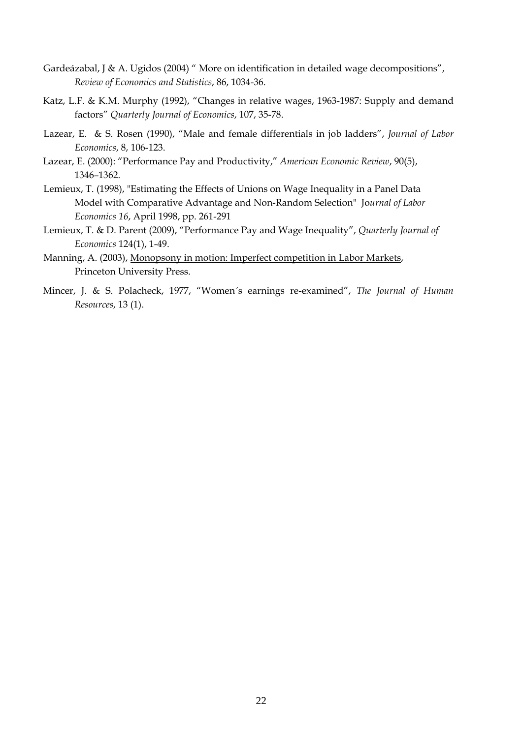Gardeázabal, J & A. Ugidos (2004) " More on identification in detailed wage decompositions", *Review of Economics and Statistics*, 86, 1034-36.

Katz, L.F. & K.M. Murphy (1992), "Changes in relative wages, 1963-1987: Supply and demand factors" *Quarterly Journal of Economics*, 107, 35-78.

Lazear, E. & S. Rosen (1990), "Male and female differentials in job ladders", *Journal of Labor Economics*, 8, 106-123.

Lazear, E. (2000): "Performance Pay and Productivity," *American Economic Review*, 90(5), 1346–1362.

Lemieux, T. (1998), "Estimating the Effects of Unions on Wage Inequality in a Panel Data Model with Comparative Advantage and Non-Random Selection" J*ournal of Labor Economics 16*, April 1998, pp. 261-291

Lemieux, T. & D. Parent (2009), "Performance Pay and Wage Inequality", *Quarterly Journal of Economics* 124(1), 1-49.

Manning, A. (2003), Monopsony in motion: Imperfect competition in Labor Markets, Princeton University Press.

Mincer, J. & S. Polacheck, 1977, "Women´s earnings re-examined", *The Journal of Human Resources*, 13 (1).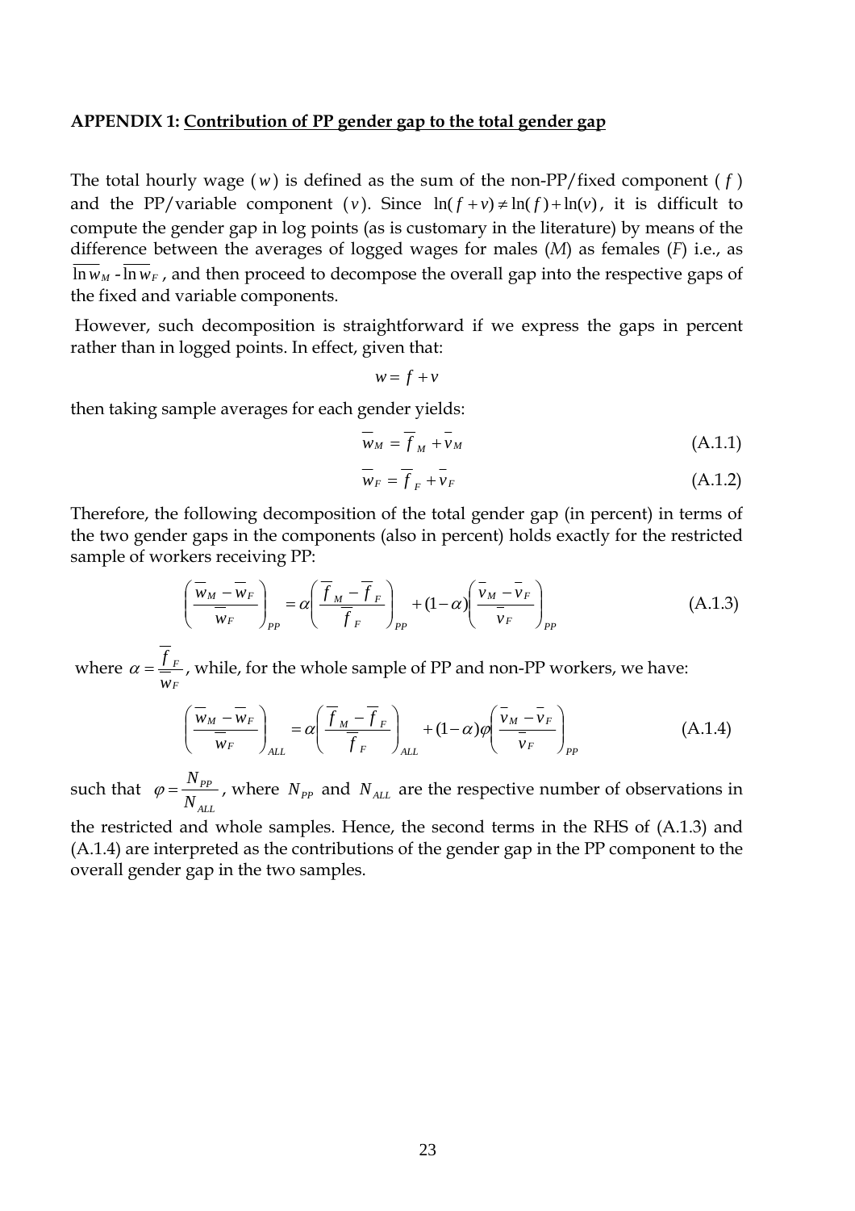**APPENDIX 1: Contribution of PP gender gap to the total gender gap**

The total hourly wage ($w$) is defined as the sum of the non-PP/fixed component ($f$) and the PP/variable component ($v$). Since $\ln(f+v) \neq \ln(f) + \ln(v)$, it is difficult to compute the gender gap in log points (as is customary in the literature) by means of the difference between the averages of logged wages for males (*M*) as females (*F*) i.e., as $\overline{\ln w_M}$ - $\overline{\ln w_F}$, and then proceed to decompose the overall gap into the respective gaps of the fixed and variable components.

However, such decomposition is straightforward if we express the gaps in percent rather than in logged points. In effect, given that:

$$w = f + v$$

then taking sample averages for each gender yields:

$$\overline{w}_M = \overline{f}_M + \overline{v}_M \tag{A.1.1}$$

$$\overline{w}_F = \overline{f}_F + \overline{v}_F \tag{A.1.2}$$

Therefore, the following decomposition of the total gender gap (in percent) in terms of the two gender gaps in the components (also in percent) holds exactly for the restricted sample of workers receiving PP:

$$\left(\frac{\overline{w}_M - \overline{w}_F}{\overline{w}_F}\right)_{PP} = \alpha\left(\frac{\overline{f}_M - \overline{f}_F}{\overline{f}_F}\right)_{PP} + (1-\alpha)\left(\frac{\overline{v}_M - \overline{v}_F}{\overline{v}_F}\right)_{PP} \tag{A.1.3}$$

where $\alpha = \dfrac{\overline{f}_F}{\overline{w}_F}$, while, for the whole sample of PP and non-PP workers, we have:

$$\left(\frac{\overline{w}_M - \overline{w}_F}{\overline{w}_F}\right)_{ALL} = \alpha\left(\frac{\overline{f}_M - \overline{f}_F}{\overline{f}_F}\right)_{ALL} + (1-\alpha)\varphi\left(\frac{\overline{v}_M - \overline{v}_F}{\overline{v}_F}\right)_{PP} \tag{A.1.4}$$

such that $\varphi = \dfrac{N_{PP}}{N_{ALL}}$, where $N_{PP}$ and $N_{ALL}$ are the respective number of observations in the restricted and whole samples. Hence, the second terms in the RHS of (A.1.3) and (A.1.4) are interpreted as the contributions of the gender gap in the PP component to the overall gender gap in the two samples.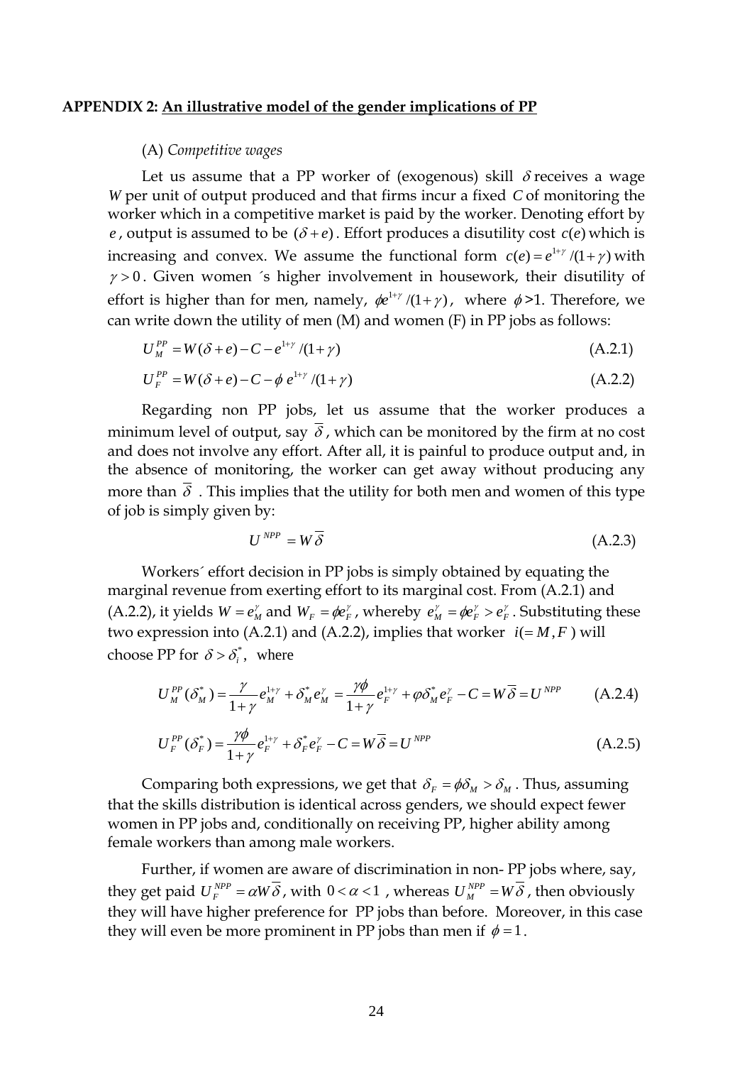**APPENDIX 2: An illustrative model of the gender implications of PP**

(A) *Competitive wages*

Let us assume that a PP worker of (exogenous) skill $\delta$ receives a wage $W$ per unit of output produced and that firms incur a fixed $C$ of monitoring the worker which in a competitive market is paid by the worker. Denoting effort by $e$, output is assumed to be $(\delta + e)$. Effort produces a disutility cost $c(e)$ which is increasing and convex. We assume the functional form $c(e) = e^{1+\gamma}/(1+\gamma)$ with $\gamma > 0$. Given women ´s higher involvement in housework, their disutility of effort is higher than for men, namely, $\phi e^{1+\gamma}/(1+\gamma)$, where $\phi$>1. Therefore, we can write down the utility of men (M) and women (F) in PP jobs as follows:

$$U_M^{PP} = W(\delta + e) - C - e^{1+\gamma}/(1+\gamma) \tag{A.2.1}$$

$$U_F^{PP} = W(\delta + e) - C - \phi\, e^{1+\gamma}/(1+\gamma) \tag{A.2.2}$$

Regarding non PP jobs, let us assume that the worker produces a minimum level of output, say $\overline{\delta}$, which can be monitored by the firm at no cost and does not involve any effort. After all, it is painful to produce output and, in the absence of monitoring, the worker can get away without producing any more than $\overline{\delta}$ . This implies that the utility for both men and women of this type of job is simply given by:

$$U^{NPP} = W\overline{\delta} \tag{A.2.3}$$

Workers´ effort decision in PP jobs is simply obtained by equating the marginal revenue from exerting effort to its marginal cost. From (A.2.1) and (A.2.2), it yields $W = e_M^{\gamma}$ and $W_F = \phi e_F^{\gamma}$, whereby $e_M^{\gamma} = \phi e_F^{\gamma} > e_F^{\gamma}$. Substituting these two expression into (A.2.1) and (A.2.2), implies that worker $i(= M, F)$ will choose PP for $\delta > \delta_i^*$, where

$$U_M^{PP}(\delta_M^*) = \frac{\gamma}{1+\gamma} e_M^{1+\gamma} + \delta_M^* e_M^{\gamma} = \frac{\gamma\phi}{1+\gamma} e_F^{1+\gamma} + \varphi \delta_M^* e_F^{\gamma} - C = W\overline{\delta} = U^{NPP} \tag{A.2.4}$$

$$U_F^{PP}(\delta_F^*) = \frac{\gamma\phi}{1+\gamma} e_F^{1+\gamma} + \delta_F^* e_F^{\gamma} - C = W\overline{\delta} = U^{NPP} \tag{A.2.5}$$

Comparing both expressions, we get that $\delta_F = \phi\delta_M > \delta_M$. Thus, assuming that the skills distribution is identical across genders, we should expect fewer women in PP jobs and, conditionally on receiving PP, higher ability among female workers than among male workers.

Further, if women are aware of discrimination in non- PP jobs where, say, they get paid $U_F^{NPP} = \alpha W\overline{\delta}$, with $0 < \alpha < 1$ , whereas $U_M^{NPP} = W\overline{\delta}$, then obviously they will have higher preference for PP jobs than before. Moreover, in this case they will even be more prominent in PP jobs than men if $\phi = 1$.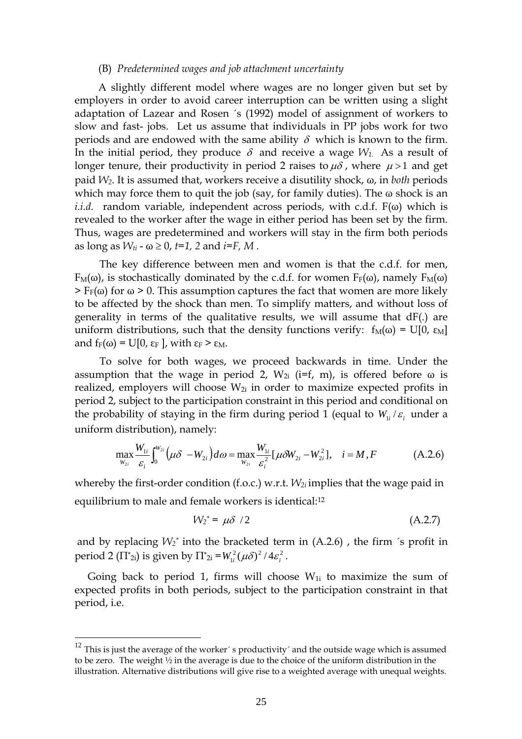(B) *Predetermined wages and job attachment uncertainty*

A slightly different model where wages are no longer given but set by employers in order to avoid career interruption can be written using a slight adaptation of Lazear and Rosen ´s (1992) model of assignment of workers to slow and fast- jobs. Let us assume that individuals in PP jobs work for two periods and are endowed with the same ability $\delta$ which is known to the firm. In the initial period, they produce $\delta$ and receive a wage $W_1$. As a result of longer tenure, their productivity in period 2 raises to $\mu\delta$, where $\mu > 1$ and get paid $W_2$. It is assumed that, workers receive a disutility shock, ω, in *both* periods which may force them to quit the job (say, for family duties). The ω shock is an *i.i.d.* random variable, independent across periods, with c.d.f. F(ω) which is revealed to the worker after the wage in either period has been set by the firm. Thus, wages are predetermined and workers will stay in the firm both periods as long as $W_{ti} - \omega \geq 0$, $t=1, 2$ and $i=F, M$ .

The key difference between men and women is that the c.d.f. for men, $F_M(\omega)$, is stochastically dominated by the c.d.f. for women $F_F(\omega)$, namely $F_M(\omega) > F_F(\omega)$ for $\omega > 0$. This assumption captures the fact that women are more likely to be affected by the shock than men. To simplify matters, and without loss of generality in terms of the qualitative results, we will assume that dF(.) are uniform distributions, such that the density functions verify: $f_M(\omega) = U[0, \varepsilon_M]$ and $f_F(\omega) = U[0, \varepsilon_F]$, with $\varepsilon_F > \varepsilon_M$.

To solve for both wages, we proceed backwards in time. Under the assumption that the wage in period 2, $W_{2i}$ (i=f, m), is offered before ω is realized, employers will choose $W_{2i}$ in order to maximize expected profits in period 2, subject to the participation constraint in this period and conditional on the probability of staying in the firm during period 1 (equal to $W_{1i}/\varepsilon_i$ under a uniform distribution), namely:

$$\max_{W_{2i}} \frac{W_{1i}}{\varepsilon_i}\int_0^{W_{2i}} \left(\mu\delta - W_{2i}\right)d\omega = \max_{W_{2i}} \frac{W_{1i}}{\varepsilon_i^2}[\mu\delta W_{2i} - W_{2i}^2], \quad i = M, F \tag{A.2.6}$$

whereby the first-order condition (f.o.c.) w.r.t. $W_{2i}$ implies that the wage paid in equilibrium to male and female workers is identical:[12]

$$W_2^* = \mu\delta \;/2 \tag{A.2.7}$$

and by replacing $W_2^*$ into the bracketed term in (A.2.6) , the firm ´s profit in period 2 ($\Pi^*_{2i}$) is given by $\Pi^*_{2i} = W_{1i}^2(\mu\delta)^2/4\varepsilon_i^2$.

Going back to period 1, firms will choose $W_{1i}$ to maximize the sum of expected profits in both periods, subject to the participation constraint in that period, i.e.

[12] This is just the average of the worker´ s productivity´ and the outside wage which is assumed to be zero. The weight ½ in the average is due to the choice of the uniform distribution in the illustration. Alternative distributions will give rise to a weighted average with unequal weights.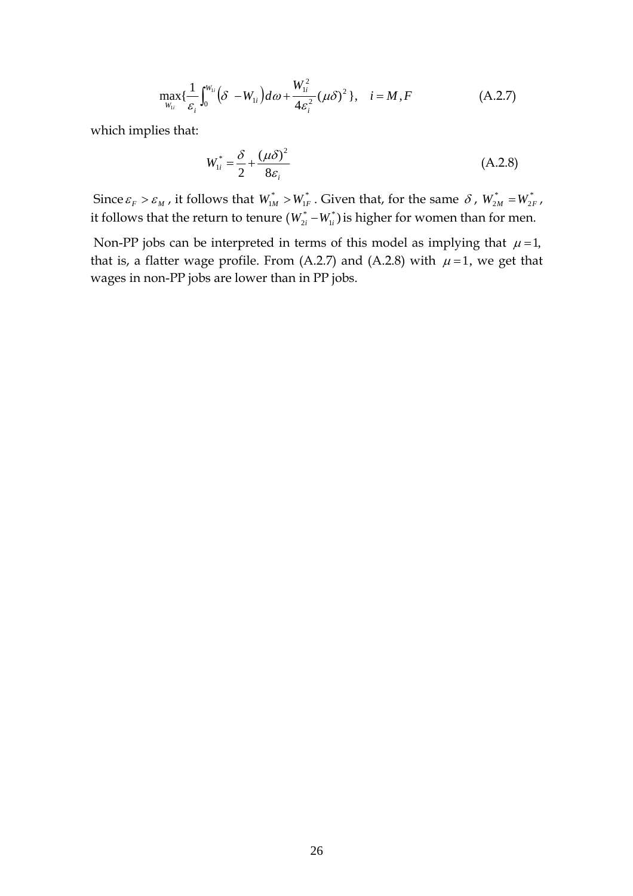$$\max_{W_{1i}} \{ \frac{1}{\varepsilon_i} \int_0^{W_{1i}} \left( \delta \ - W_{1i} \right) d\omega + \frac{W_{1i}^2}{4\varepsilon_i^2} (\mu\delta)^2 \}, \quad i = M, F \tag{A.2.7}$$

which implies that:

$$W_{1i}^* = \frac{\delta}{2} + \frac{(\mu\delta)^2}{8\varepsilon_i} \tag{A.2.8}$$

Since $\varepsilon_F > \varepsilon_M$, it follows that $W_{1M}^* > W_{1F}^*$. Given that, for the same $\delta$, $W_{2M}^* = W_{2F}^*$, it follows that the return to tenure $(W_{2i}^* - W_{1i}^*)$ is higher for women than for men.

Non-PP jobs can be interpreted in terms of this model as implying that $\mu = 1$, that is, a flatter wage profile. From (A.2.7) and (A.2.8) with $\mu = 1$, we get that wages in non-PP jobs are lower than in PP jobs.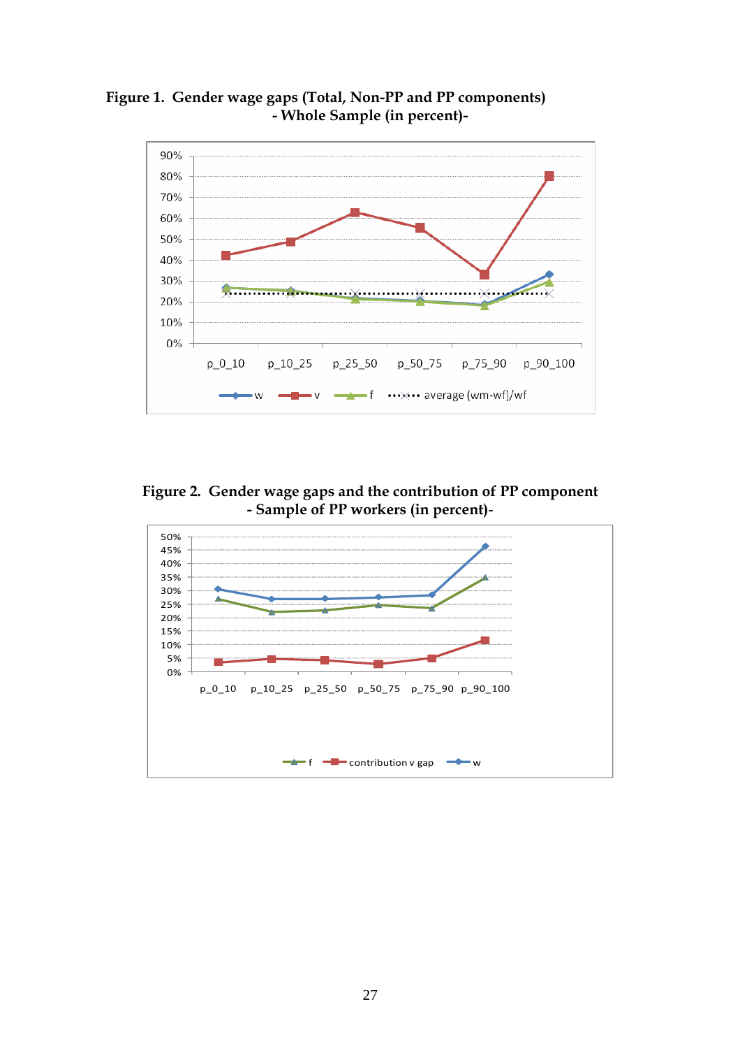**Figure 1. Gender wage gaps (Total, Non-PP and PP components) - Whole Sample (in percent)-**

**Figure 2. Gender wage gaps and the contribution of PP component - Sample of PP workers (in percent)-**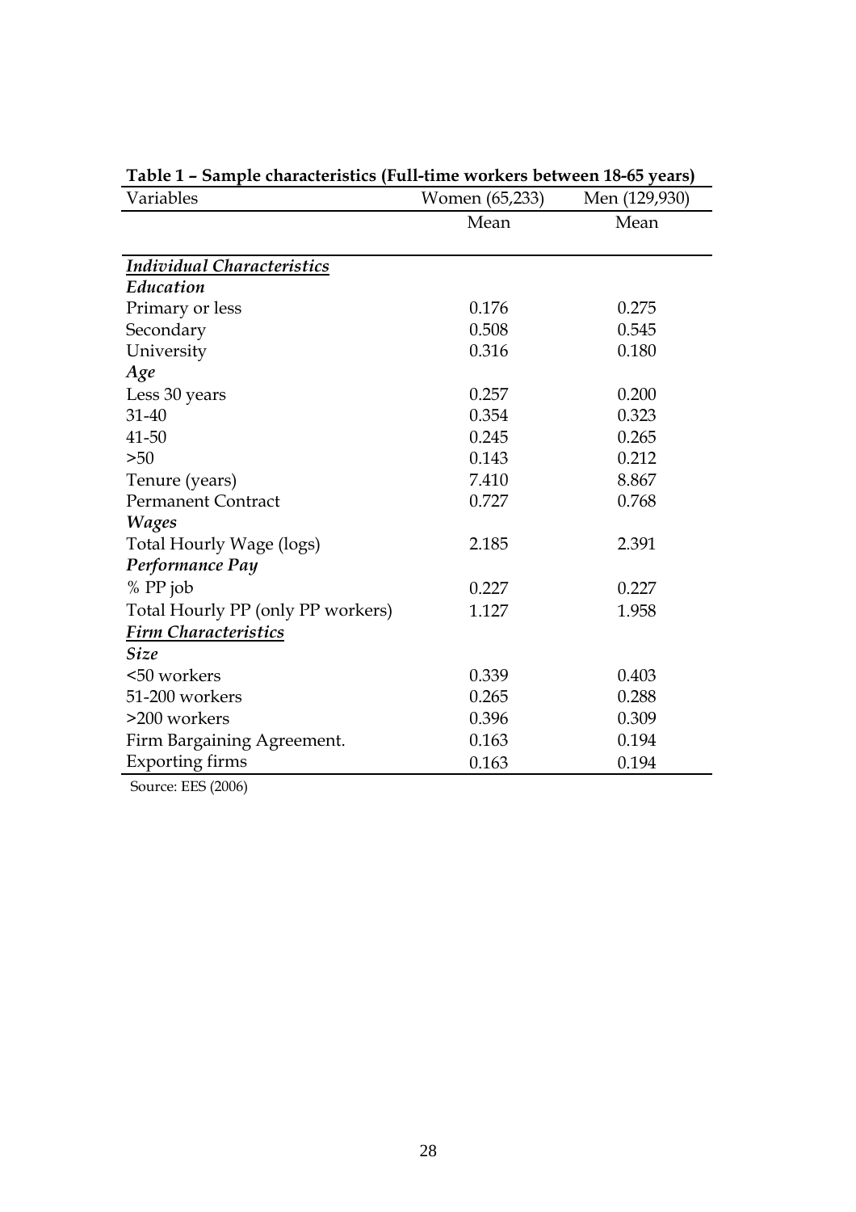**Table 1 – Sample characteristics (Full-time workers between 18-65 years)**

| Variables | Women (65,233) | Men (129,930) |
|---|---|---|
| | Mean | Mean |
| ***Individual Characteristics*** | | |
| ***Education*** | | |
| Primary or less | 0.176 | 0.275 |
| Secondary | 0.508 | 0.545 |
| University | 0.316 | 0.180 |
| ***Age*** | | |
| Less 30 years | 0.257 | 0.200 |
| 31-40 | 0.354 | 0.323 |
| 41-50 | 0.245 | 0.265 |
| >50 | 0.143 | 0.212 |
| Tenure (years) | 7.410 | 8.867 |
| Permanent Contract | 0.727 | 0.768 |
| ***Wages*** | | |
| Total Hourly Wage (logs) | 2.185 | 2.391 |
| ***Performance Pay*** | | |
| % PP job | 0.227 | 0.227 |
| Total Hourly PP (only PP workers) | 1.127 | 1.958 |
| ***Firm Characteristics*** | | |
| ***Size*** | | |
| <50 workers | 0.339 | 0.403 |
| 51-200 workers | 0.265 | 0.288 |
| >200 workers | 0.396 | 0.309 |
| Firm Bargaining Agreement. | 0.163 | 0.194 |
| Exporting firms | 0.163 | 0.194 |

Source: EES (2006)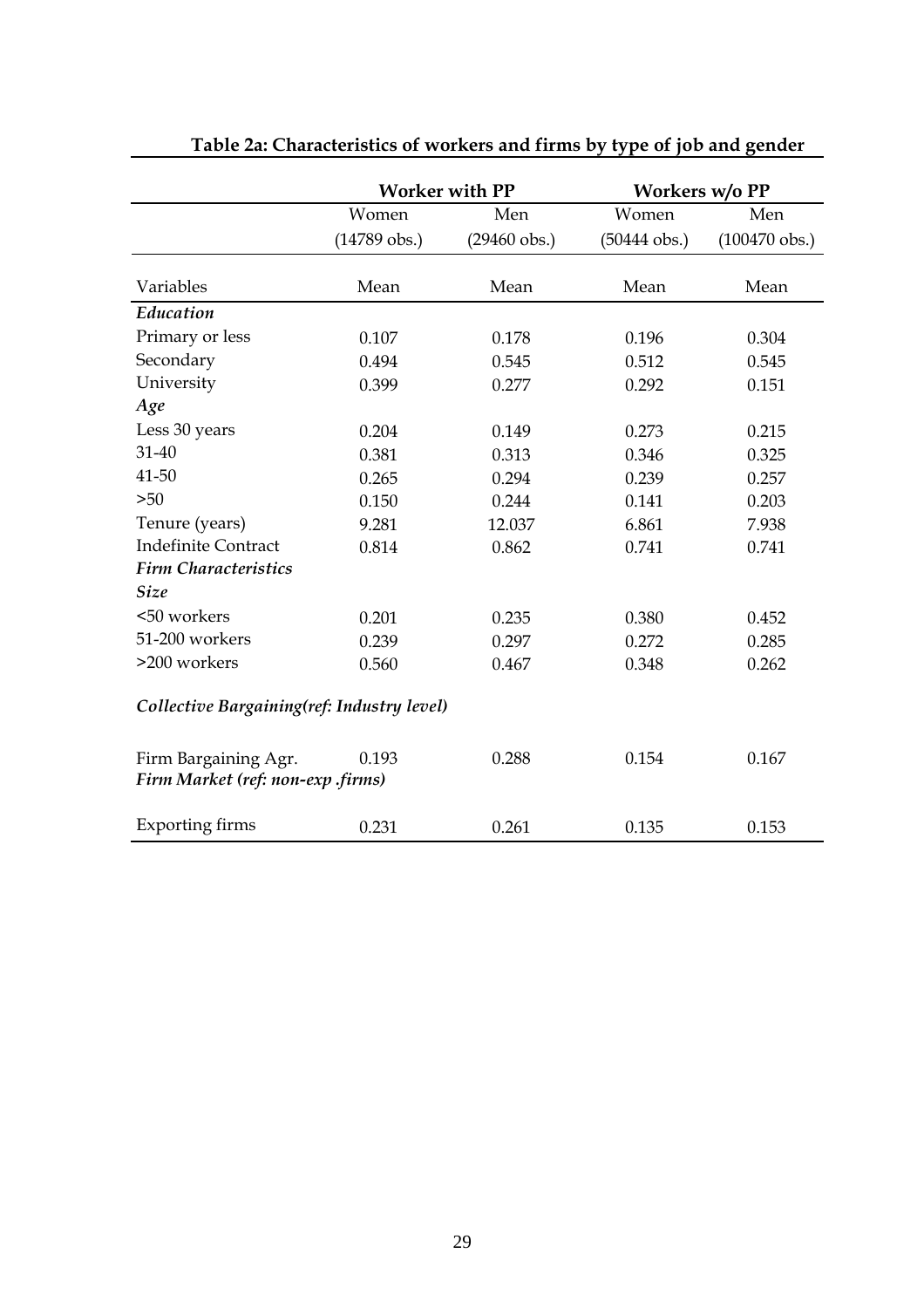**Table 2a: Characteristics of workers and firms by type of job and gender**

| | Worker with PP | | Workers w/o PP | |
|---|---|---|---|---|
| | Women | Men | Women | Men |
| | (14789 obs.) | (29460 obs.) | (50444 obs.) | (100470 obs.) |
| Variables | Mean | Mean | Mean | Mean |
| *Education* | | | | |
| Primary or less | 0.107 | 0.178 | 0.196 | 0.304 |
| Secondary | 0.494 | 0.545 | 0.512 | 0.545 |
| University | 0.399 | 0.277 | 0.292 | 0.151 |
| *Age* | | | | |
| Less 30 years | 0.204 | 0.149 | 0.273 | 0.215 |
| 31-40 | 0.381 | 0.313 | 0.346 | 0.325 |
| 41-50 | 0.265 | 0.294 | 0.239 | 0.257 |
| >50 | 0.150 | 0.244 | 0.141 | 0.203 |
| Tenure (years) | 9.281 | 12.037 | 6.861 | 7.938 |
| Indefinite Contract | 0.814 | 0.862 | 0.741 | 0.741 |
| *Firm Characteristics* | | | | |
| *Size* | | | | |
| <50 workers | 0.201 | 0.235 | 0.380 | 0.452 |
| 51-200 workers | 0.239 | 0.297 | 0.272 | 0.285 |
| >200 workers | 0.560 | 0.467 | 0.348 | 0.262 |
| *Collective Bargaining(ref: Industry level)* | | | | |
| Firm Bargaining Agr. | 0.193 | 0.288 | 0.154 | 0.167 |
| *Firm Market (ref: non-exp .firms)* | | | | |
| Exporting firms | 0.231 | 0.261 | 0.135 | 0.153 |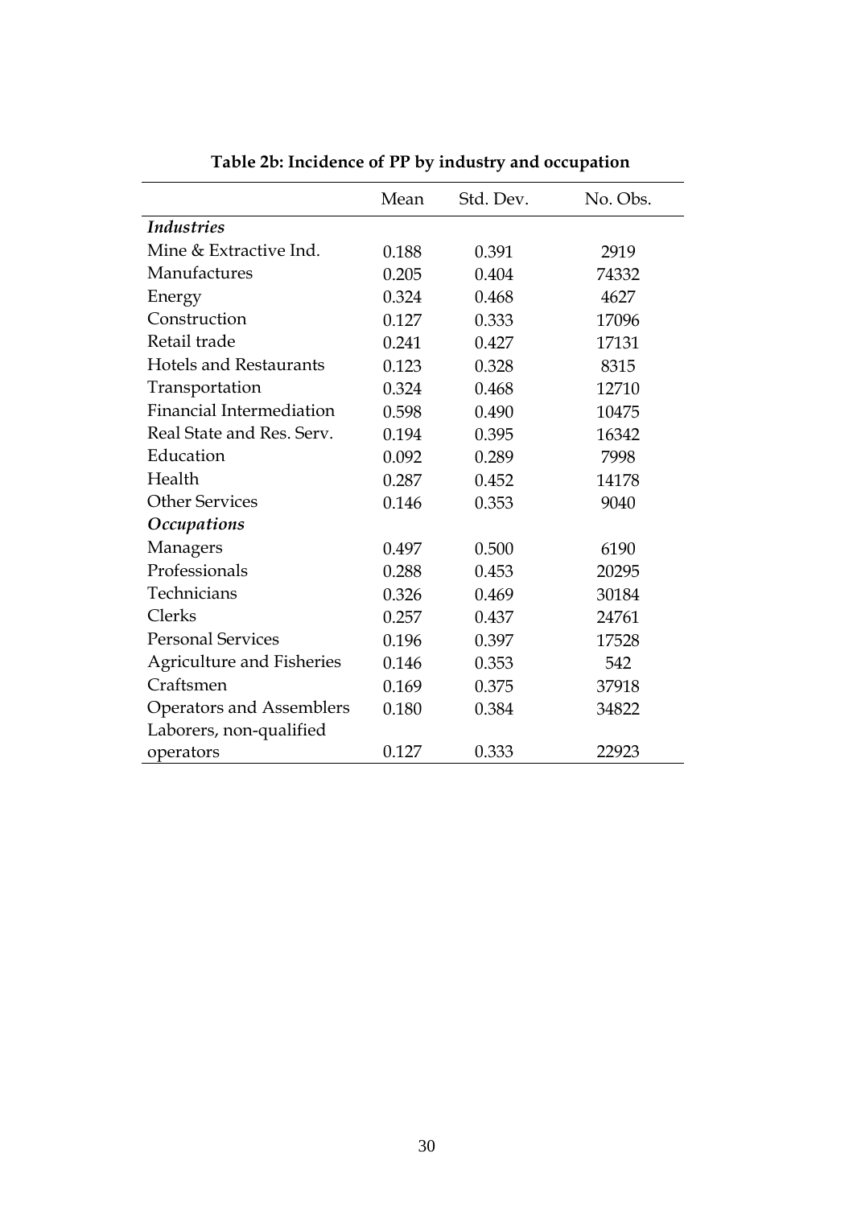**Table 2b: Incidence of PP by industry and occupation**

| | Mean | Std. Dev. | No. Obs. |
|---|---|---|---|
| *Industries* | | | |
| Mine & Extractive Ind. | 0.188 | 0.391 | 2919 |
| Manufactures | 0.205 | 0.404 | 74332 |
| Energy | 0.324 | 0.468 | 4627 |
| Construction | 0.127 | 0.333 | 17096 |
| Retail trade | 0.241 | 0.427 | 17131 |
| Hotels and Restaurants | 0.123 | 0.328 | 8315 |
| Transportation | 0.324 | 0.468 | 12710 |
| Financial Intermediation | 0.598 | 0.490 | 10475 |
| Real State and Res. Serv. | 0.194 | 0.395 | 16342 |
| Education | 0.092 | 0.289 | 7998 |
| Health | 0.287 | 0.452 | 14178 |
| Other Services | 0.146 | 0.353 | 9040 |
| *Occupations* | | | |
| Managers | 0.497 | 0.500 | 6190 |
| Professionals | 0.288 | 0.453 | 20295 |
| Technicians | 0.326 | 0.469 | 30184 |
| Clerks | 0.257 | 0.437 | 24761 |
| Personal Services | 0.196 | 0.397 | 17528 |
| Agriculture and Fisheries | 0.146 | 0.353 | 542 |
| Craftsmen | 0.169 | 0.375 | 37918 |
| Operators and Assemblers | 0.180 | 0.384 | 34822 |
| Laborers, non-qualified operators | 0.127 | 0.333 | 22923 |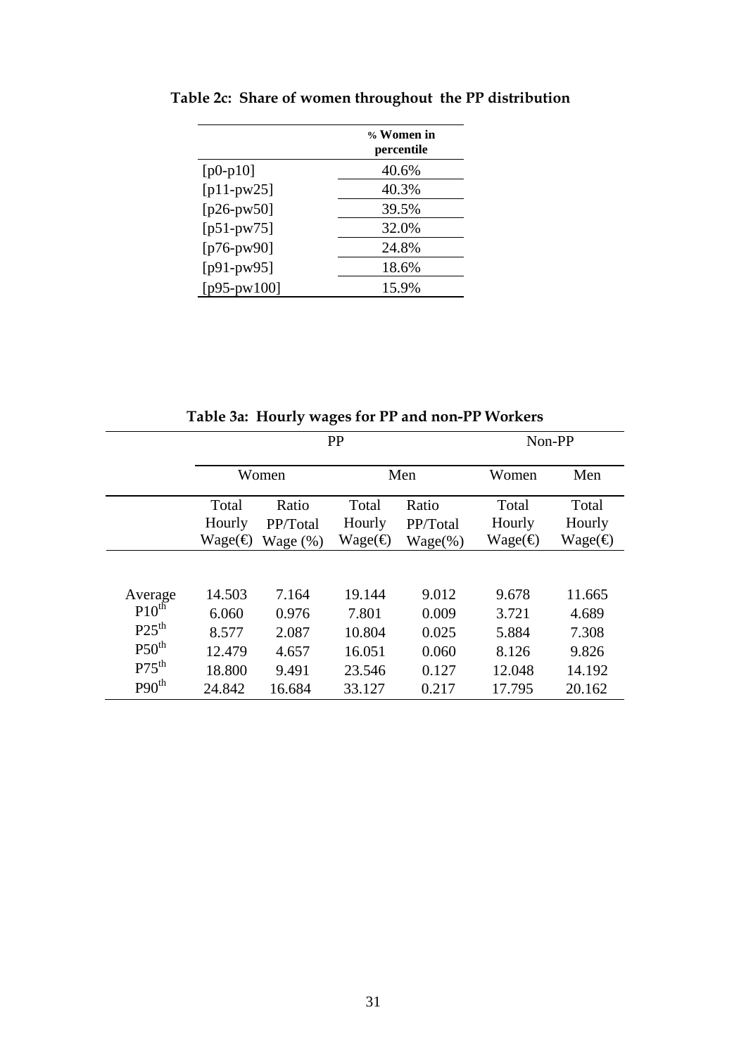**Table 2c: Share of women throughout the PP distribution**

| | % Women in percentile |
|---|---|
| [p0-p10] | 40.6% |
| [p11-pw25] | 40.3% |
| [p26-pw50] | 39.5% |
| [p51-pw75] | 32.0% |
| [p76-pw90] | 24.8% |
| [p91-pw95] | 18.6% |
| [p95-pw100] | 15.9% |

**Table 3a: Hourly wages for PP and non-PP Workers**

| | PP | | | | Non-PP | |
|---|---|---|---|---|---|---|
| | Women | | Men | | Women | Men |
| | Total Hourly Wage(€) | Ratio PP/Total Wage (%) | Total Hourly Wage(€) | Ratio PP/Total Wage(%) | Total Hourly Wage(€) | Total Hourly Wage(€) |
| Average | 14.503 | 7.164 | 19.144 | 9.012 | 9.678 | 11.665 |
| $P10^{th}$ | 6.060 | 0.976 | 7.801 | 0.009 | 3.721 | 4.689 |
| $P25^{th}$ | 8.577 | 2.087 | 10.804 | 0.025 | 5.884 | 7.308 |
| $P50^{th}$ | 12.479 | 4.657 | 16.051 | 0.060 | 8.126 | 9.826 |
| $P75^{th}$ | 18.800 | 9.491 | 23.546 | 0.127 | 12.048 | 14.192 |
| $P90^{th}$ | 24.842 | 16.684 | 33.127 | 0.217 | 17.795 | 20.162 |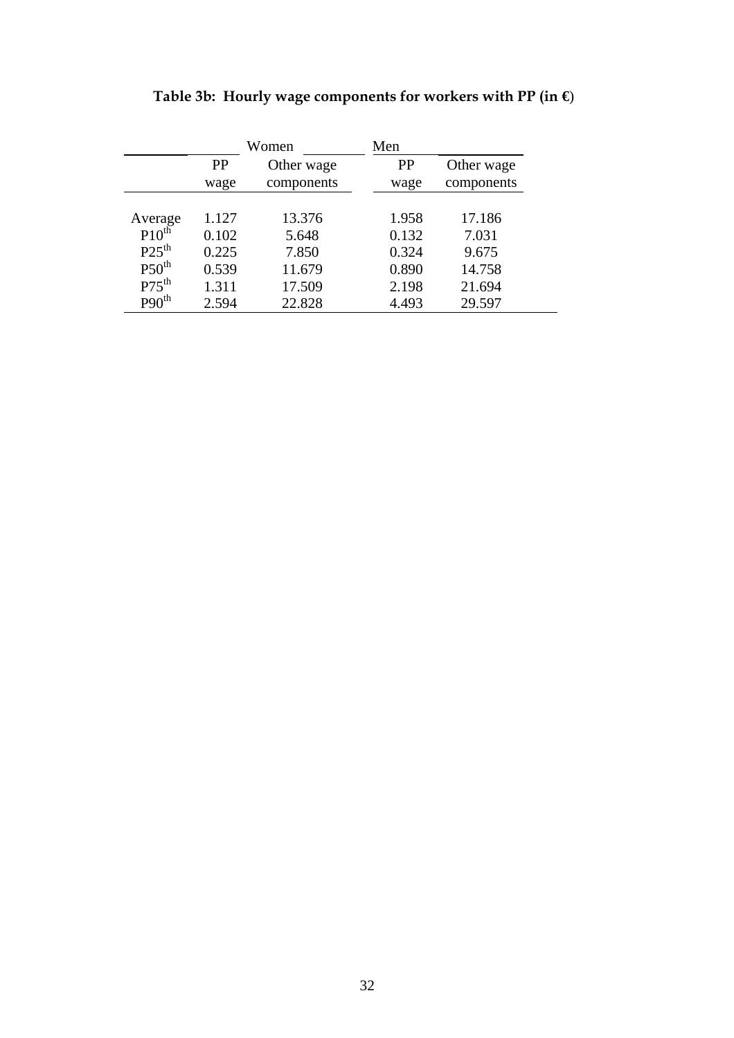**Table 3b: Hourly wage components for workers with PP (in €)**

| | Women | | Men | |
|---|---|---|---|---|
| | PP wage | Other wage components | PP wage | Other wage components |
| Average | 1.127 | 13.376 | 1.958 | 17.186 |
| P10th | 0.102 | 5.648 | 0.132 | 7.031 |
| P25th | 0.225 | 7.850 | 0.324 | 9.675 |
| P50th | 0.539 | 11.679 | 0.890 | 14.758 |
| P75th | 1.311 | 17.509 | 2.198 | 21.694 |
| P90th | 2.594 | 22.828 | 4.493 | 29.597 |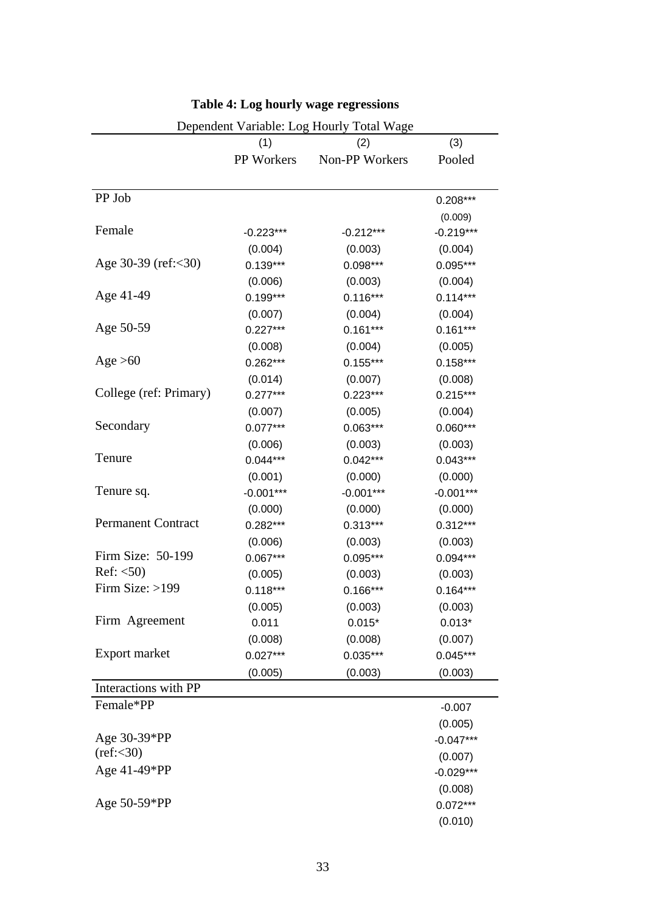**Table 4: Log hourly wage regressions**

| Dependent Variable: Log Hourly Total Wage | | | |
|---|---|---|---|
| | (1) | (2) | (3) |
| | PP Workers | Non-PP Workers | Pooled |
| PP Job | | | 0.208*** |
| | | | (0.009) |
| Female | -0.223*** | -0.212*** | -0.219*** |
| | (0.004) | (0.003) | (0.004) |
| Age 30-39 (ref:<30) | 0.139*** | 0.098*** | 0.095*** |
| | (0.006) | (0.003) | (0.004) |
| Age 41-49 | 0.199*** | 0.116*** | 0.114*** |
| | (0.007) | (0.004) | (0.004) |
| Age 50-59 | 0.227*** | 0.161*** | 0.161*** |
| | (0.008) | (0.004) | (0.005) |
| Age >60 | 0.262*** | 0.155*** | 0.158*** |
| | (0.014) | (0.007) | (0.008) |
| College (ref: Primary) | 0.277*** | 0.223*** | 0.215*** |
| | (0.007) | (0.005) | (0.004) |
| Secondary | 0.077*** | 0.063*** | 0.060*** |
| | (0.006) | (0.003) | (0.003) |
| Tenure | 0.044*** | 0.042*** | 0.043*** |
| | (0.001) | (0.000) | (0.000) |
| Tenure sq. | -0.001*** | -0.001*** | -0.001*** |
| | (0.000) | (0.000) | (0.000) |
| Permanent Contract | 0.282*** | 0.313*** | 0.312*** |
| | (0.006) | (0.003) | (0.003) |
| Firm Size: 50-199 Ref: <50) | 0.067*** | 0.095*** | 0.094*** |
| | (0.005) | (0.003) | (0.003) |
| Firm Size: >199 | 0.118*** | 0.166*** | 0.164*** |
| | (0.005) | (0.003) | (0.003) |
| Firm Agreement | 0.011 | 0.015* | 0.013* |
| | (0.008) | (0.008) | (0.007) |
| Export market | 0.027*** | 0.035*** | 0.045*** |
| | (0.005) | (0.003) | (0.003) |
| **Interactions with PP** | | | |
| Female*PP | | | -0.007 |
| | | | (0.005) |
| Age 30-39*PP (ref:<30) | | | -0.047*** |
| | | | (0.007) |
| Age 41-49*PP | | | -0.029*** |
| | | | (0.008) |
| Age 50-59*PP | | | 0.072*** |
| | | | (0.010) |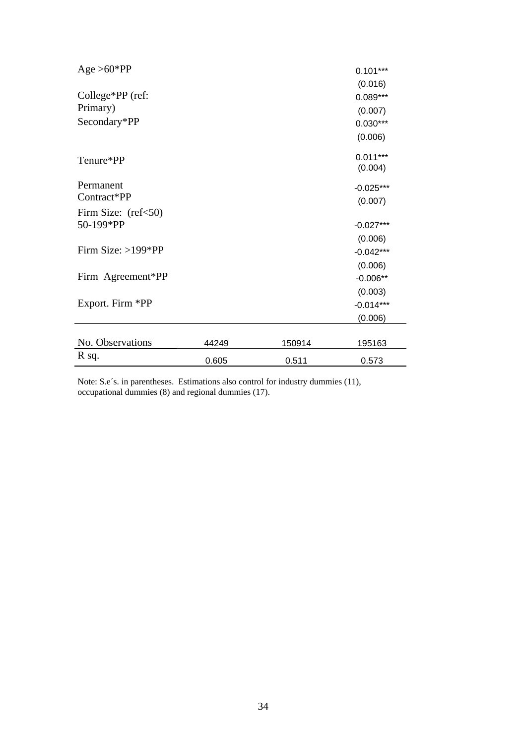| | | | |
|---|---|---|---|
| Age >60*PP | | | 0.101*** |
| | | | (0.016) |
| College*PP (ref: Primary) | | | 0.089*** |
| | | | (0.007) |
| Secondary*PP | | | 0.030*** |
| | | | (0.006) |
| Tenure*PP | | | 0.011*** |
| | | | (0.004) |
| Permanent Contract*PP | | | -0.025*** |
| | | | (0.007) |
| Firm Size: (ref<50) 50-199*PP | | | -0.027*** |
| | | | (0.006) |
| Firm Size: >199*PP | | | -0.042*** |
| | | | (0.006) |
| Firm Agreement*PP | | | -0.006** |
| | | | (0.003) |
| Export. Firm *PP | | | -0.014*** |
| | | | (0.006) |
| No. Observations | 44249 | 150914 | 195163 |
| R sq. | 0.605 | 0.511 | 0.573 |

Note: S.e´s. in parentheses. Estimations also control for industry dummies (11), occupational dummies (8) and regional dummies (17).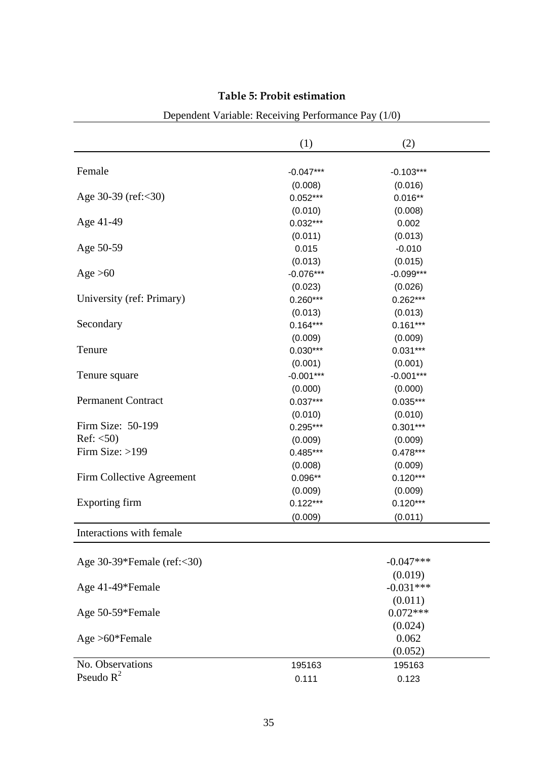**Table 5: Probit estimation**

| Dependent Variable: Receiving Performance Pay (1/0) | | |
|---|---|---|
| | (1) | (2) |
| Female | -0.047*** | -0.103*** |
| | (0.008) | (0.016) |
| Age 30-39 (ref:<30) | 0.052*** | 0.016** |
| | (0.010) | (0.008) |
| Age 41-49 | 0.032*** | 0.002 |
| | (0.011) | (0.013) |
| Age 50-59 | 0.015 | -0.010 |
| | (0.013) | (0.015) |
| Age >60 | -0.076*** | -0.099*** |
| | (0.023) | (0.026) |
| University (ref: Primary) | 0.260*** | 0.262*** |
| | (0.013) | (0.013) |
| Secondary | 0.164*** | 0.161*** |
| | (0.009) | (0.009) |
| Tenure | 0.030*** | 0.031*** |
| | (0.001) | (0.001) |
| Tenure square | -0.001*** | -0.001*** |
| | (0.000) | (0.000) |
| Permanent Contract | 0.037*** | 0.035*** |
| | (0.010) | (0.010) |
| Firm Size: 50-199 | 0.295*** | 0.301*** |
| Ref: <50) | (0.009) | (0.009) |
| Firm Size: >199 | 0.485*** | 0.478*** |
| | (0.008) | (0.009) |
| Firm Collective Agreement | 0.096** | 0.120*** |
| | (0.009) | (0.009) |
| Exporting firm | 0.122*** | 0.120*** |
| | (0.009) | (0.011) |
| Interactions with female | | |
| Age 30-39*Female (ref:<30) | | -0.047*** |
| | | (0.019) |
| Age 41-49*Female | | -0.031*** |
| | | (0.011) |
| Age 50-59*Female | | 0.072*** |
| | | (0.024) |
| Age >60*Female | | 0.062 |
| | | (0.052) |
| No. Observations | 195163 | 195163 |
| Pseudo $R^2$ | 0.111 | 0.123 |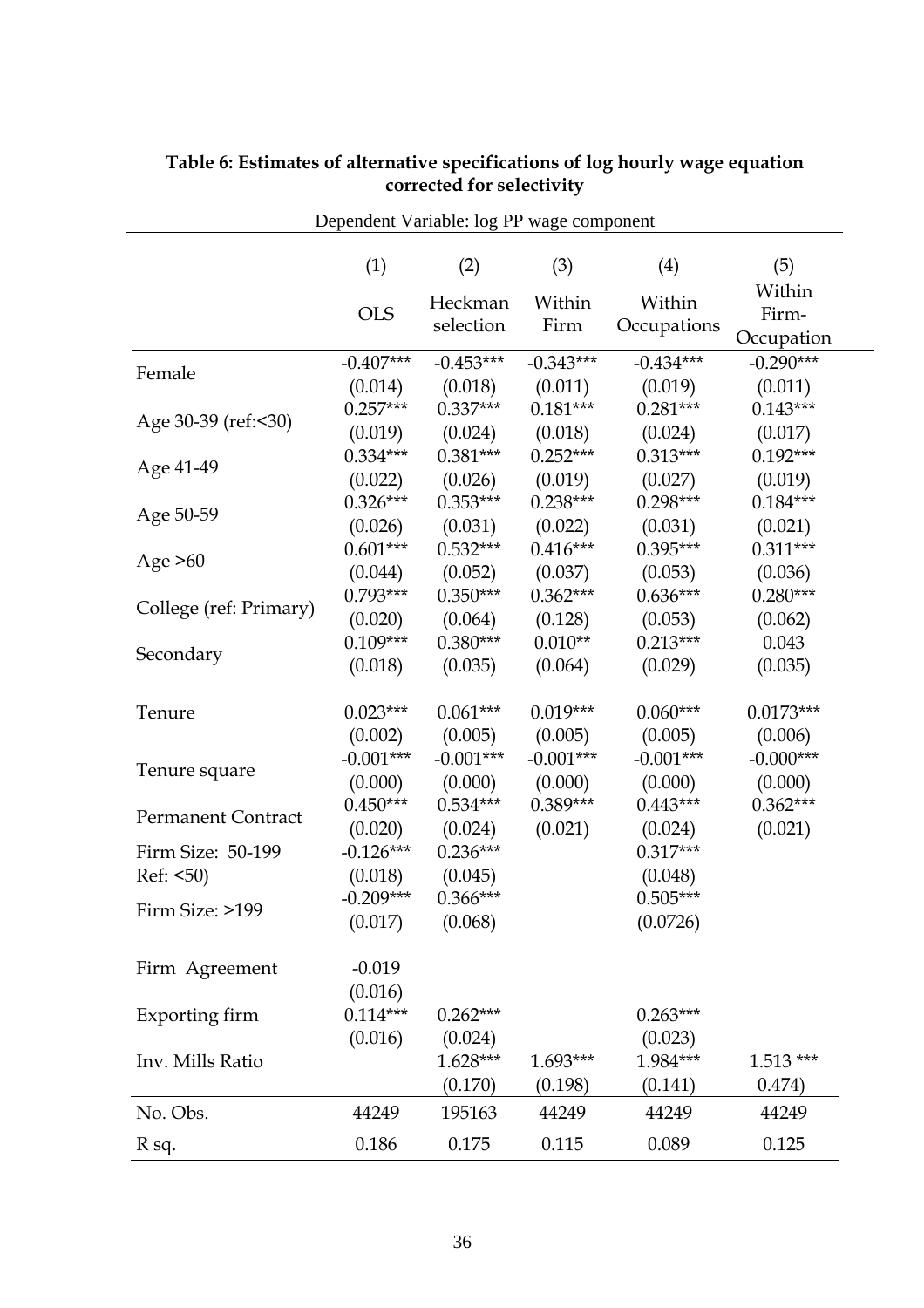**Table 6: Estimates of alternative specifications of log hourly wage equation corrected for selectivity**

| Dependent Variable: log PP wage component | | | | | |
|---|---|---|---|---|---|
| | (1) | (2) | (3) | (4) | (5) |
| | OLS | Heckman selection | Within Firm | Within Occupations | Within Firm-Occupation |
| Female | -0.407*** | -0.453*** | -0.343*** | -0.434*** | -0.290*** |
| | (0.014) | (0.018) | (0.011) | (0.019) | (0.011) |
| Age 30-39 (ref:<30) | 0.257*** | 0.337*** | 0.181*** | 0.281*** | 0.143*** |
| | (0.019) | (0.024) | (0.018) | (0.024) | (0.017) |
| Age 41-49 | 0.334*** | 0.381*** | 0.252*** | 0.313*** | 0.192*** |
| | (0.022) | (0.026) | (0.019) | (0.027) | (0.019) |
| Age 50-59 | 0.326*** | 0.353*** | 0.238*** | 0.298*** | 0.184*** |
| | (0.026) | (0.031) | (0.022) | (0.031) | (0.021) |
| Age >60 | 0.601*** | 0.532*** | 0.416*** | 0.395*** | 0.311*** |
| | (0.044) | (0.052) | (0.037) | (0.053) | (0.036) |
| College (ref: Primary) | 0.793*** | 0.350*** | 0.362*** | 0.636*** | 0.280*** |
| | (0.020) | (0.064) | (0.128) | (0.053) | (0.062) |
| Secondary | 0.109*** | 0.380*** | 0.010** | 0.213*** | 0.043 |
| | (0.018) | (0.035) | (0.064) | (0.029) | (0.035) |
| Tenure | 0.023*** | 0.061*** | 0.019*** | 0.060*** | 0.0173*** |
| | (0.002) | (0.005) | (0.005) | (0.005) | (0.006) |
| Tenure square | -0.001*** | -0.001*** | -0.001*** | -0.001*** | -0.000*** |
| | (0.000) | (0.000) | (0.000) | (0.000) | (0.000) |
| Permanent Contract | 0.450*** | 0.534*** | 0.389*** | 0.443*** | 0.362*** |
| | (0.020) | (0.024) | (0.021) | (0.024) | (0.021) |
| Firm Size: 50-199 | -0.126*** | 0.236*** | | 0.317*** | |
| Ref: <50) | (0.018) | (0.045) | | (0.048) | |
| Firm Size: >199 | -0.209*** | 0.366*** | | 0.505*** | |
| | (0.017) | (0.068) | | (0.0726) | |
| Firm Agreement | -0.019 | | | | |
| | (0.016) | | | | |
| Exporting firm | 0.114*** | 0.262*** | | 0.263*** | |
| | (0.016) | (0.024) | | (0.023) | |
| Inv. Mills Ratio | | 1.628*** | 1.693*** | 1.984*** | 1.513 *** |
| | | (0.170) | (0.198) | (0.141) | 0.474) |
| No. Obs. | 44249 | 195163 | 44249 | 44249 | 44249 |
| R sq. | 0.186 | 0.175 | 0.115 | 0.089 | 0.125 |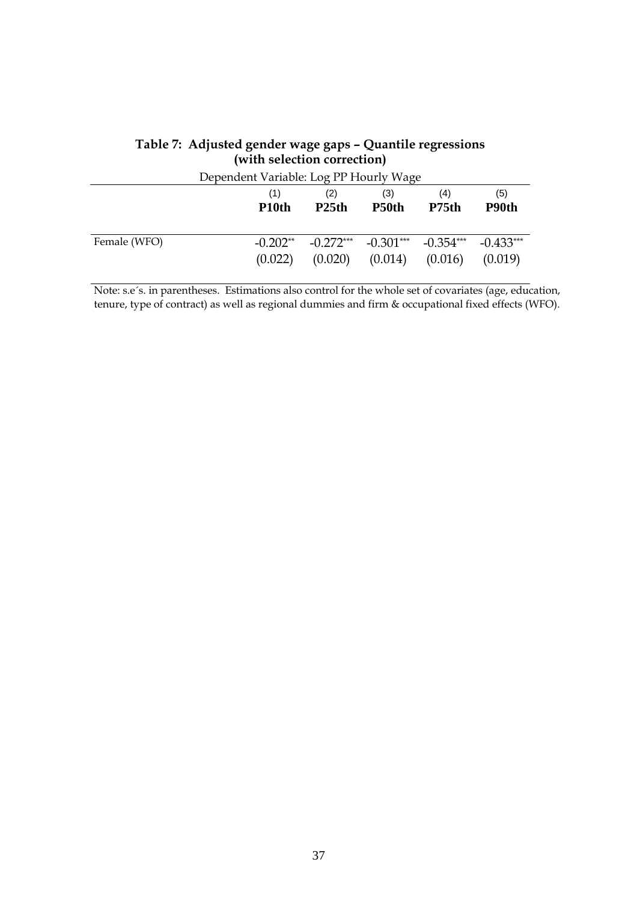**Table 7: Adjusted gender wage gaps – Quantile regressions (with selection correction)**

Dependent Variable: Log PP Hourly Wage

| | (1) P10th | (2) P25th | (3) P50th | (4) P75th | (5) P90th |
|---|---|---|---|---|---|
| Female (WFO) | -0.202** | -0.272*** | -0.301*** | -0.354*** | -0.433*** |
| | (0.022) | (0.020) | (0.014) | (0.016) | (0.019) |

Note: s.e´s. in parentheses. Estimations also control for the whole set of covariates (age, education, tenure, type of contract) as well as regional dummies and firm & occupational fixed effects (WFO).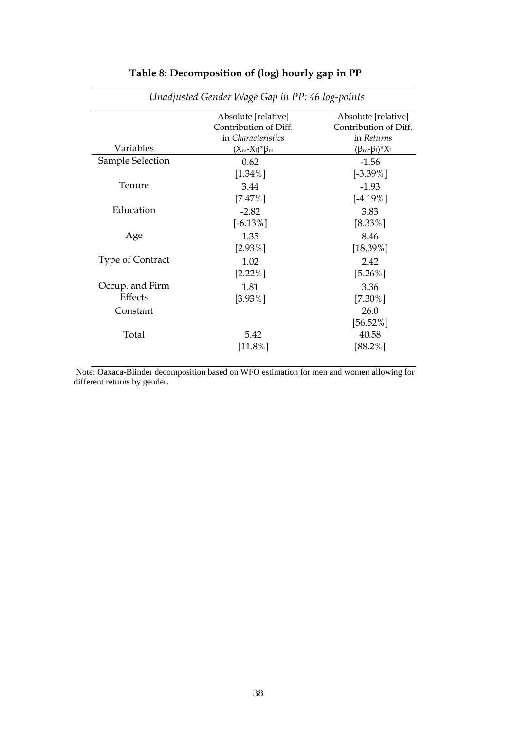**Table 8: Decomposition of (log) hourly gap in PP**

| *Unadjusted Gender Wage Gap in PP: 46 log-points* | | |
|---|---|---|
| Variables | Absolute [relative] Contribution of Diff. in *Characteristics* $(X_m-X_f)^*\beta_m$ | Absolute [relative] Contribution of Diff. in *Returns* $(\beta_m-\beta_f)^*X_f$ |
| Sample Selection | 0.62 [1.34%] | -1.56 [-3.39%] |
| Tenure | 3.44 [7.47%] | -1.93 [-4.19%] |
| Education | -2.82 [-6.13%] | 3.83 [8.33%] |
| Age | 1.35 [2.93%] | 8.46 [18.39%] |
| Type of Contract | 1.02 [2.22%] | 2.42 [5.26%] |
| Occup. and Firm Effects | 1.81 [3.93%] | 3.36 [7.30%] |
| Constant | | 26.0 [56.52%] |
| Total | 5.42 [11.8%] | 40.58 [88.2%] |

Note: Oaxaca-Blinder decomposition based on WFO estimation for men and women allowing for different returns by gender.